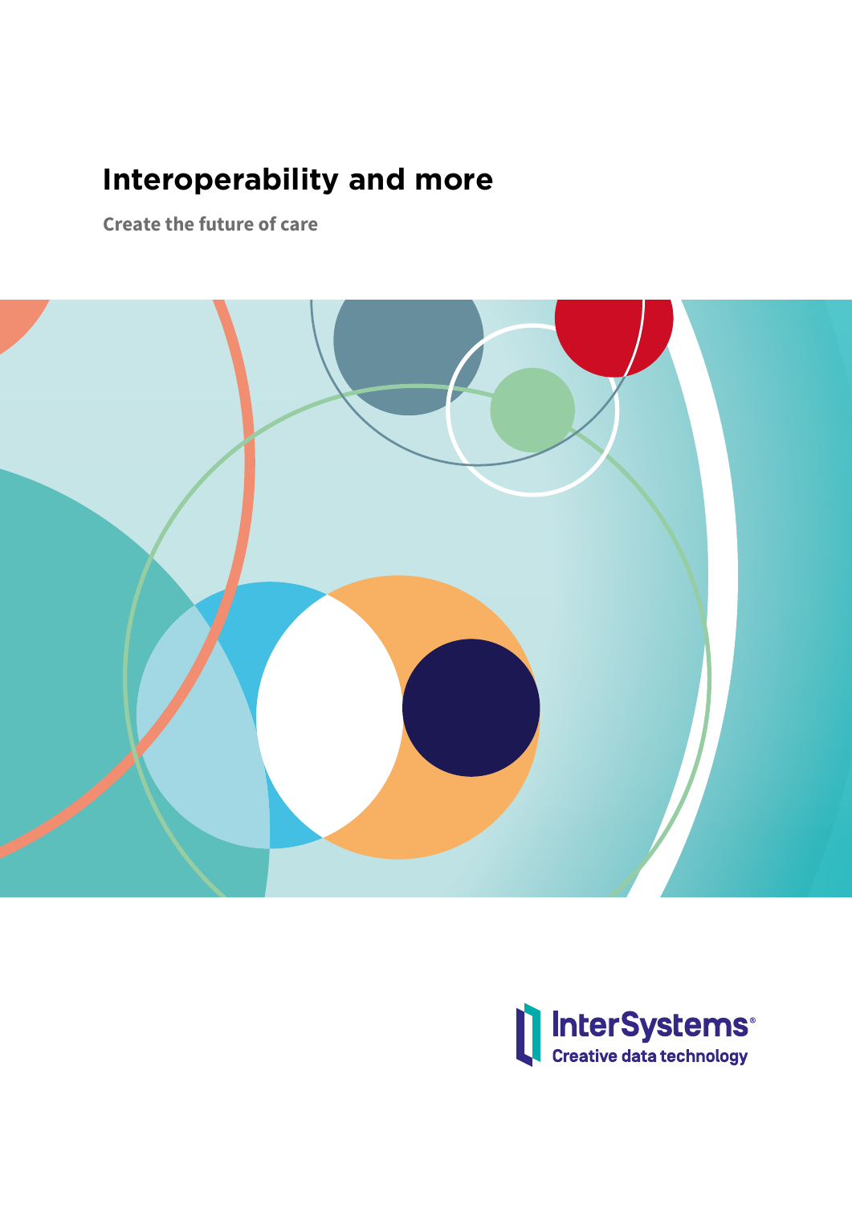# Interoperability and more

**Create the future of care**

InterSystems
Creative data technology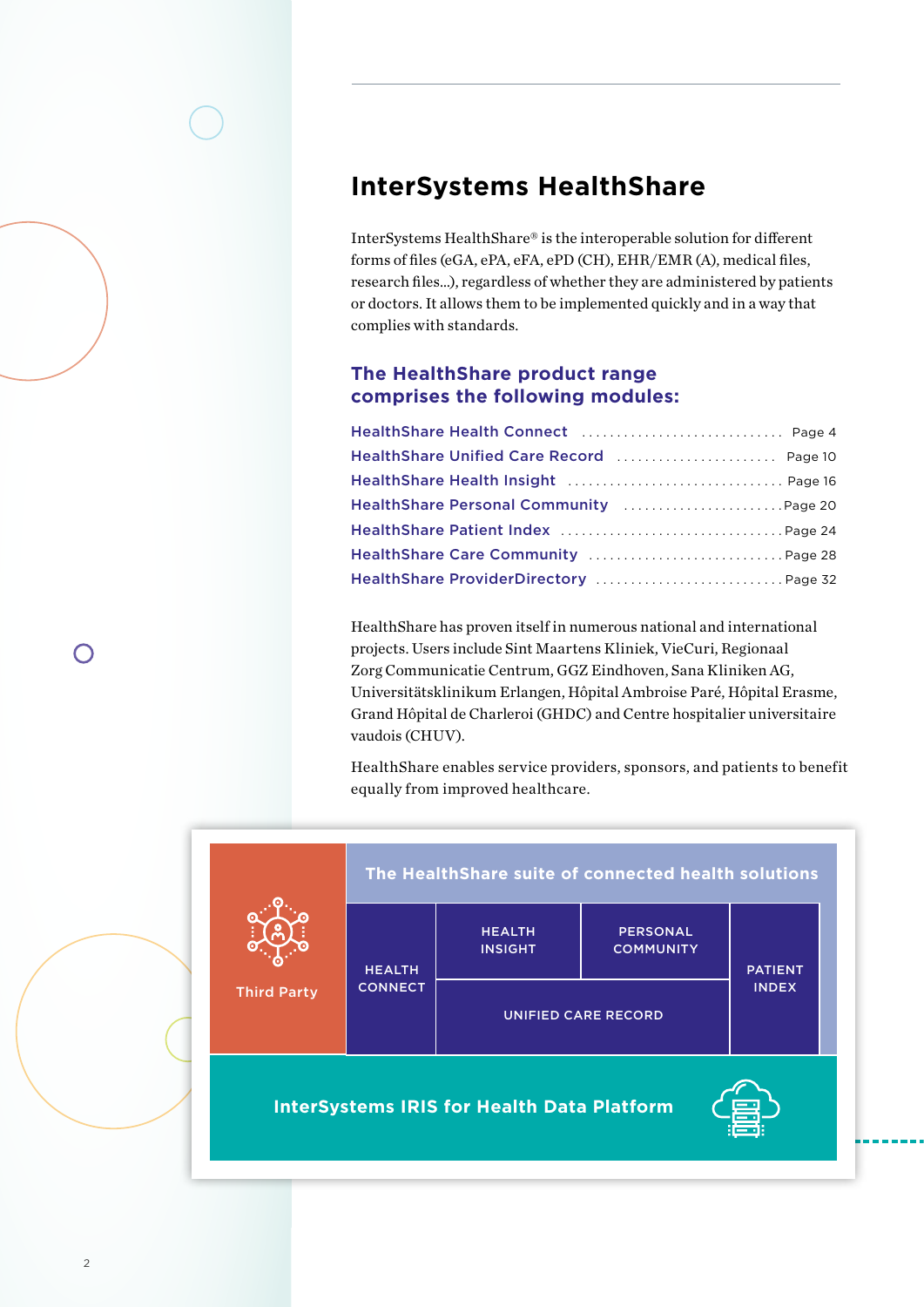# InterSystems HealthShare

InterSystems HealthShare® is the interoperable solution for different forms of files (eGA, ePA, eFA, ePD (CH), EHR/EMR (A), medical files, research files...), regardless of whether they are administered by patients or doctors. It allows them to be implemented quickly and in a way that complies with standards.

## The HealthShare product range comprises the following modules:

- HealthShare Health Connect ............................ Page 4
- HealthShare Unified Care Record ...................... Page 10
- HealthShare Health Insight ............................ Page 16
- HealthShare Personal Community ....................... Page 20
- HealthShare Patient Index ............................. Page 24
- HealthShare Care Community ........................... Page 28
- HealthShare ProviderDirectory ......................... Page 32

HealthShare has proven itself in numerous national and international projects. Users include Sint Maartens Kliniek, VieCuri, Regionaal Zorg Communicatie Centrum, GGZ Eindhoven, Sana Kliniken AG, Universitätsklinikum Erlangen, Hôpital Ambroise Paré, Hôpital Erasme, Grand Hôpital de Charleroi (GHDC) and Centre hospitalier universitaire vaudois (CHUV).

HealthShare enables service providers, sponsors, and patients to benefit equally from improved healthcare.

Third Party

The HealthShare suite of connected health solutions

HEALTH CONNECT

HEALTH INSIGHT

PERSONAL COMMUNITY

UNIFIED CARE RECORD

PATIENT INDEX

InterSystems IRIS for Health Data Platform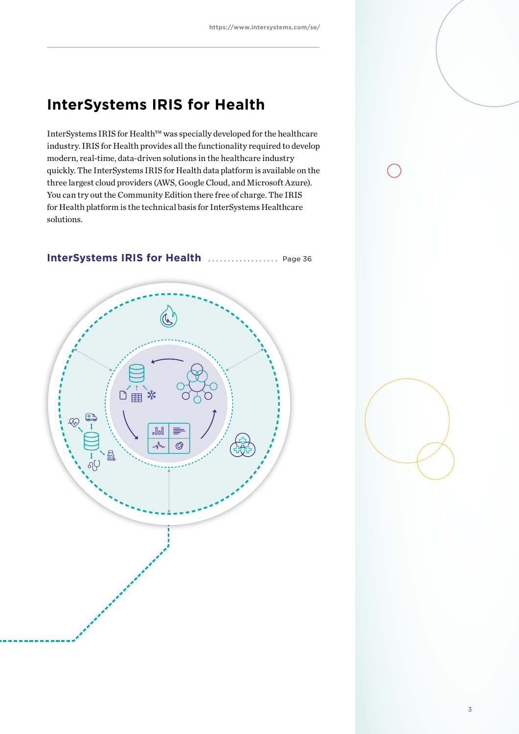# InterSystems IRIS for Health

InterSystems IRIS for Health™ was specially developed for the healthcare industry. IRIS for Health provides all the functionality required to develop modern, real-time, data-driven solutions in the healthcare industry quickly. The InterSystems IRIS for Health data platform is available on the three largest cloud providers (AWS, Google Cloud, and Microsoft Azure). You can try out the Community Edition there free of charge. The IRIS for Health platform is the technical basis for InterSystems Healthcare solutions.

**InterSystems IRIS for Health** .................. Page 36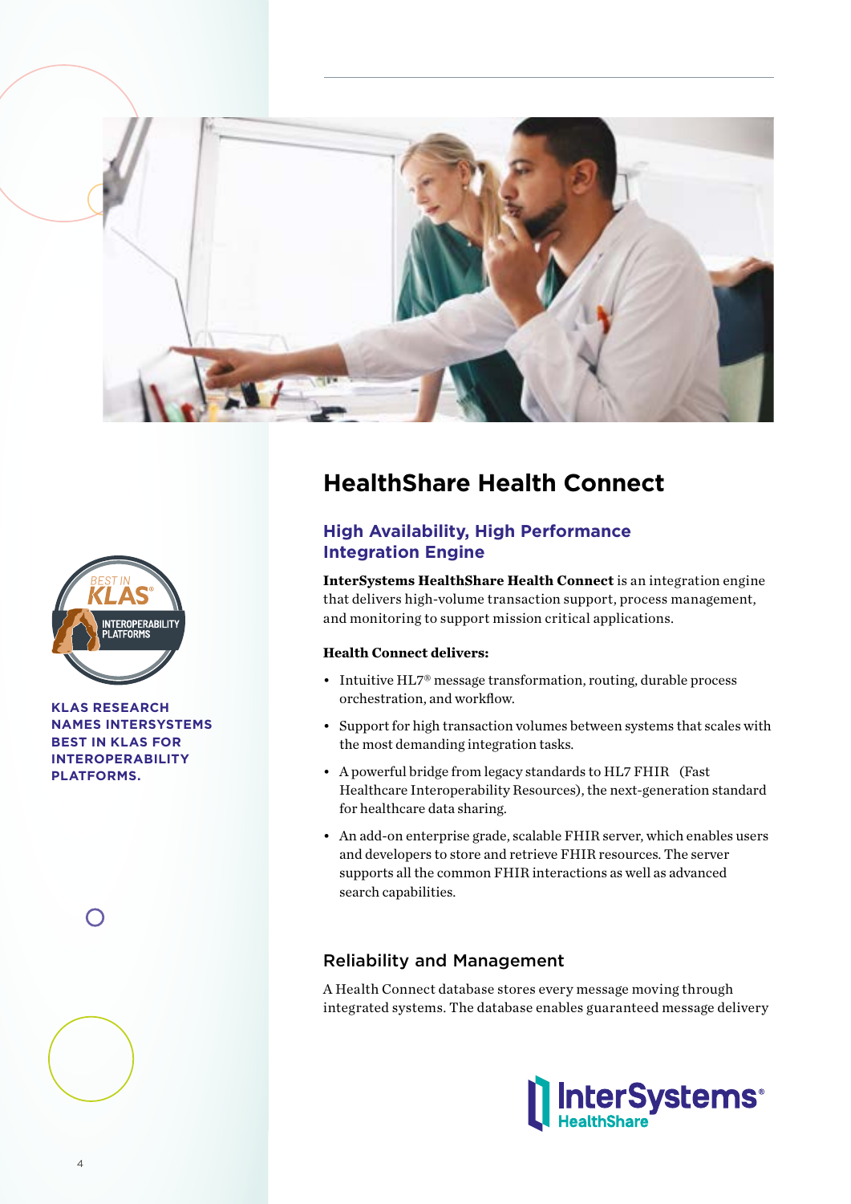## HealthShare Health Connect

### High Availability, High Performance Integration Engine

**InterSystems HealthShare Health Connect** is an integration engine that delivers high-volume transaction support, process management, and monitoring to support mission critical applications.

**Health Connect delivers:**

- Intuitive HL7® message transformation, routing, durable process orchestration, and workflow.
- Support for high transaction volumes between systems that scales with the most demanding integration tasks.
- A powerful bridge from legacy standards to HL7 FHIR (Fast Healthcare Interoperability Resources), the next-generation standard for healthcare data sharing.
- An add-on enterprise grade, scalable FHIR server, which enables users and developers to store and retrieve FHIR resources. The server supports all the common FHIR interactions as well as advanced search capabilities.

**KLAS RESEARCH NAMES INTERSYSTEMS BEST IN KLAS FOR INTEROPERABILITY PLATFORMS.**

### Reliability and Management

A Health Connect database stores every message moving through integrated systems. The database enables guaranteed message delivery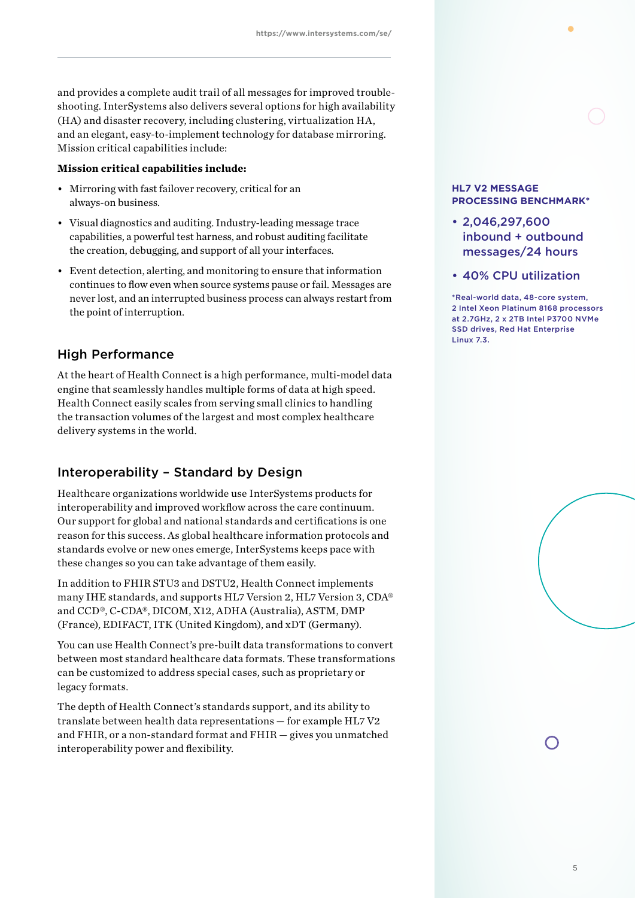and provides a complete audit trail of all messages for improved trouble-shooting. InterSystems also delivers several options for high availability (HA) and disaster recovery, including clustering, virtualization HA, and an elegant, easy-to-implement technology for database mirroring. Mission critical capabilities include:

**Mission critical capabilities include:**

- Mirroring with fast failover recovery, critical for an always-on business.
- Visual diagnostics and auditing. Industry-leading message trace capabilities, a powerful test harness, and robust auditing facilitate the creation, debugging, and support of all your interfaces.
- Event detection, alerting, and monitoring to ensure that information continues to flow even when source systems pause or fail. Messages are never lost, and an interrupted business process can always restart from the point of interruption.

## High Performance

At the heart of Health Connect is a high performance, multi-model data engine that seamlessly handles multiple forms of data at high speed. Health Connect easily scales from serving small clinics to handling the transaction volumes of the largest and most complex healthcare delivery systems in the world.

**HL7 V2 MESSAGE PROCESSING BENCHMARK***

- 2,046,297,600 inbound + outbound messages/24 hours
- 40% CPU utilization

*Real-world data, 48-core system, 2 Intel Xeon Platinum 8168 processors at 2.7GHz, 2 x 2TB Intel P3700 NVMe SSD drives, Red Hat Enterprise Linux 7.3.

## Interoperability – Standard by Design

Healthcare organizations worldwide use InterSystems products for interoperability and improved workflow across the care continuum. Our support for global and national standards and certifications is one reason for this success. As global healthcare information protocols and standards evolve or new ones emerge, InterSystems keeps pace with these changes so you can take advantage of them easily.

In addition to FHIR STU3 and DSTU2, Health Connect implements many IHE standards, and supports HL7 Version 2, HL7 Version 3, CDA® and CCD®, C-CDA®, DICOM, X12, ADHA (Australia), ASTM, DMP (France), EDIFACT, ITK (United Kingdom), and xDT (Germany).

You can use Health Connect's pre-built data transformations to convert between most standard healthcare data formats. These transformations can be customized to address special cases, such as proprietary or legacy formats.

The depth of Health Connect's standards support, and its ability to translate between health data representations — for example HL7 V2 and FHIR, or a non-standard format and FHIR — gives you unmatched interoperability power and flexibility.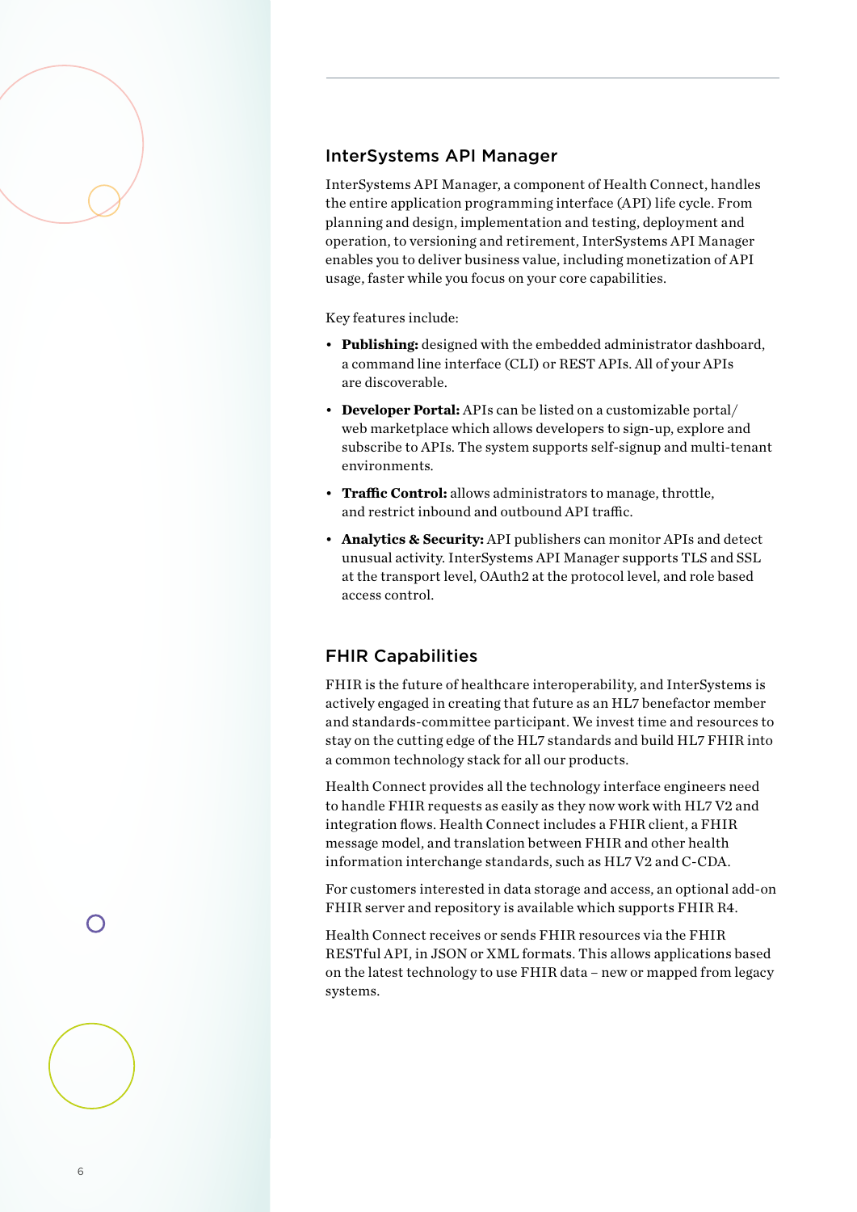## InterSystems API Manager

InterSystems API Manager, a component of Health Connect, handles the entire application programming interface (API) life cycle. From planning and design, implementation and testing, deployment and operation, to versioning and retirement, InterSystems API Manager enables you to deliver business value, including monetization of API usage, faster while you focus on your core capabilities.

Key features include:

- **Publishing:** designed with the embedded administrator dashboard, a command line interface (CLI) or REST APIs. All of your APIs are discoverable.
- **Developer Portal:** APIs can be listed on a customizable portal/web marketplace which allows developers to sign-up, explore and subscribe to APIs. The system supports self-signup and multi-tenant environments.
- **Traffic Control:** allows administrators to manage, throttle, and restrict inbound and outbound API traffic.
- **Analytics & Security:** API publishers can monitor APIs and detect unusual activity. InterSystems API Manager supports TLS and SSL at the transport level, OAuth2 at the protocol level, and role based access control.

## FHIR Capabilities

FHIR is the future of healthcare interoperability, and InterSystems is actively engaged in creating that future as an HL7 benefactor member and standards-committee participant. We invest time and resources to stay on the cutting edge of the HL7 standards and build HL7 FHIR into a common technology stack for all our products.

Health Connect provides all the technology interface engineers need to handle FHIR requests as easily as they now work with HL7 V2 and integration flows. Health Connect includes a FHIR client, a FHIR message model, and translation between FHIR and other health information interchange standards, such as HL7 V2 and C-CDA.

For customers interested in data storage and access, an optional add-on FHIR server and repository is available which supports FHIR R4.

Health Connect receives or sends FHIR resources via the FHIR RESTful API, in JSON or XML formats. This allows applications based on the latest technology to use FHIR data – new or mapped from legacy systems.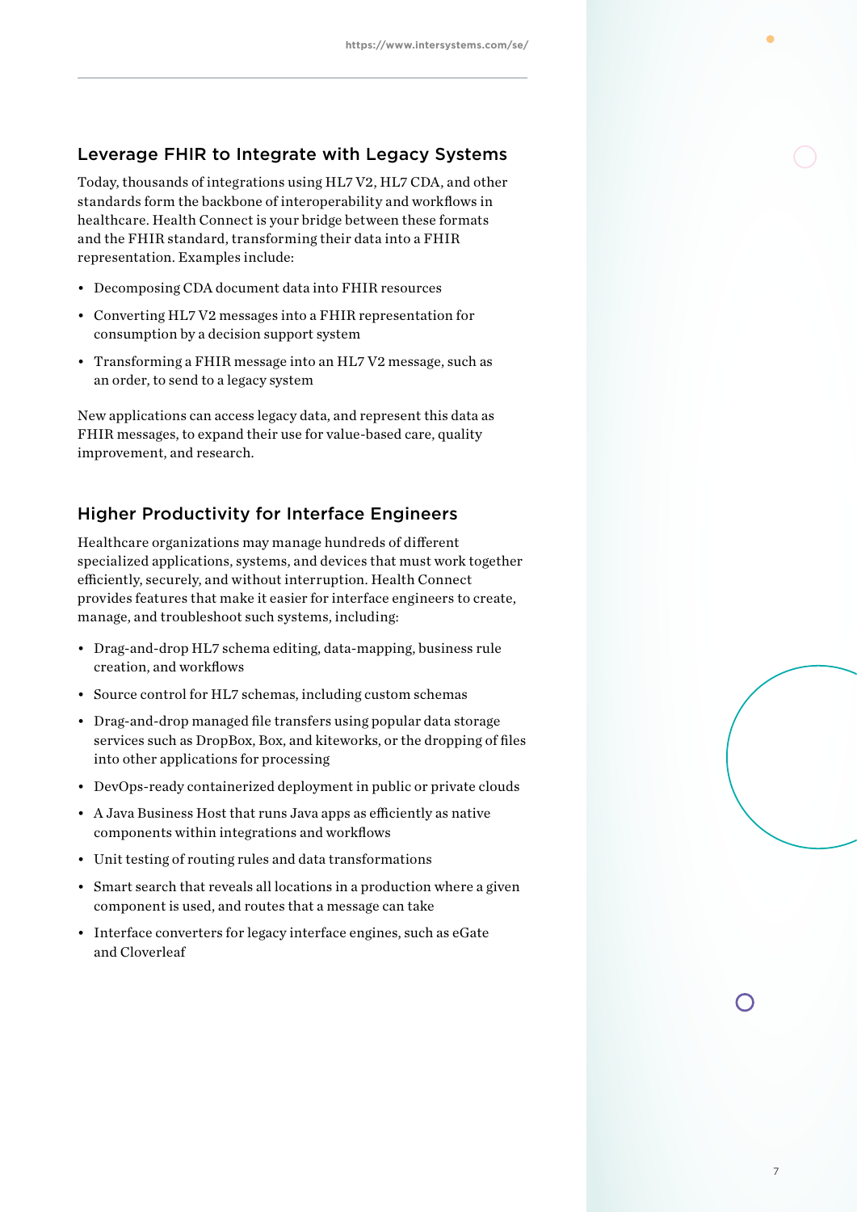## Leverage FHIR to Integrate with Legacy Systems

Today, thousands of integrations using HL7 V2, HL7 CDA, and other standards form the backbone of interoperability and workflows in healthcare. Health Connect is your bridge between these formats and the FHIR standard, transforming their data into a FHIR representation. Examples include:

- Decomposing CDA document data into FHIR resources
- Converting HL7 V2 messages into a FHIR representation for consumption by a decision support system
- Transforming a FHIR message into an HL7 V2 message, such as an order, to send to a legacy system

New applications can access legacy data, and represent this data as FHIR messages, to expand their use for value-based care, quality improvement, and research.

## Higher Productivity for Interface Engineers

Healthcare organizations may manage hundreds of different specialized applications, systems, and devices that must work together efficiently, securely, and without interruption. Health Connect provides features that make it easier for interface engineers to create, manage, and troubleshoot such systems, including:

- Drag-and-drop HL7 schema editing, data-mapping, business rule creation, and workflows
- Source control for HL7 schemas, including custom schemas
- Drag-and-drop managed file transfers using popular data storage services such as DropBox, Box, and kiteworks, or the dropping of files into other applications for processing
- DevOps-ready containerized deployment in public or private clouds
- A Java Business Host that runs Java apps as efficiently as native components within integrations and workflows
- Unit testing of routing rules and data transformations
- Smart search that reveals all locations in a production where a given component is used, and routes that a message can take
- Interface converters for legacy interface engines, such as eGate and Cloverleaf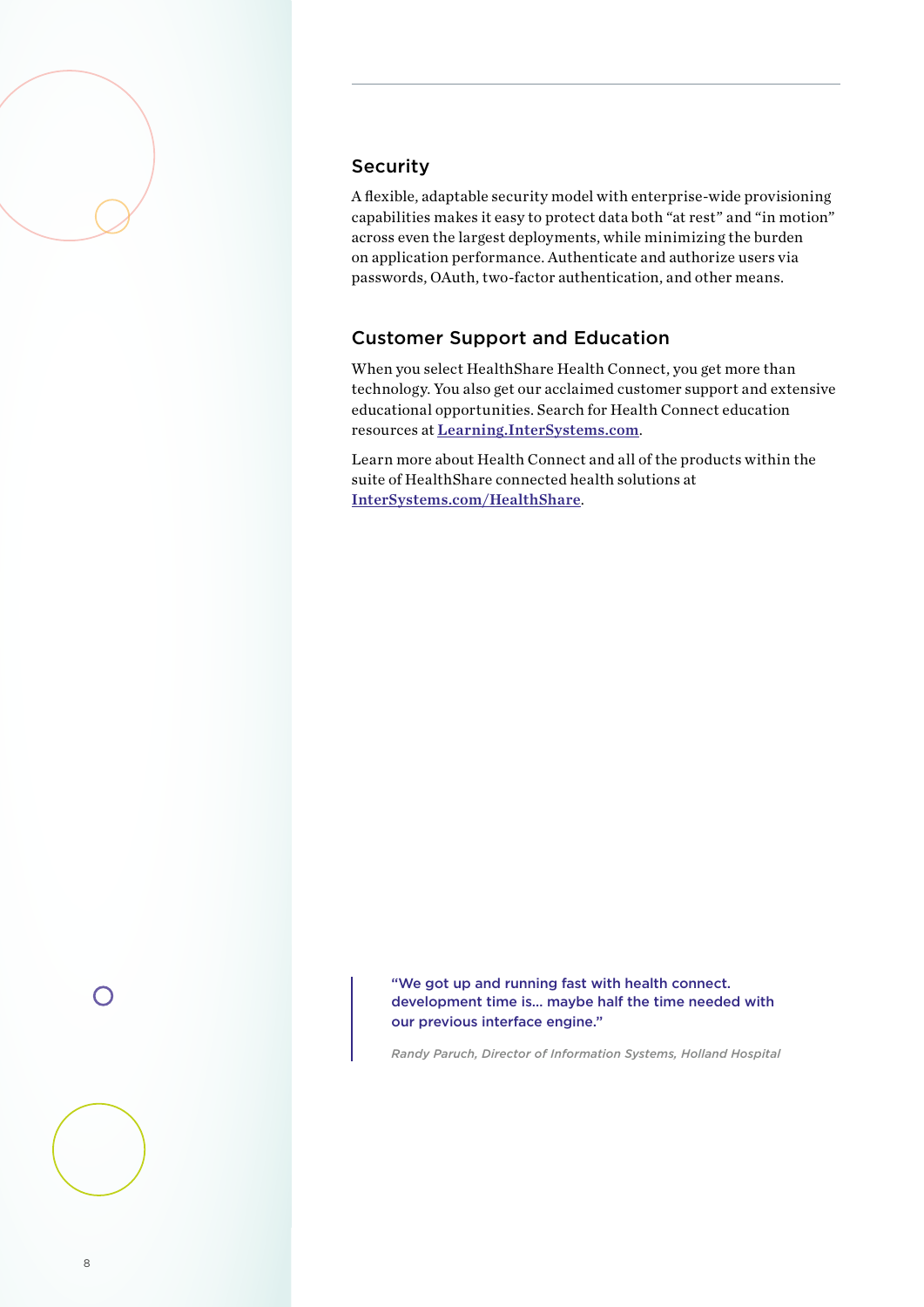## Security

A flexible, adaptable security model with enterprise-wide provisioning capabilities makes it easy to protect data both "at rest" and "in motion" across even the largest deployments, while minimizing the burden on application performance. Authenticate and authorize users via passwords, OAuth, two-factor authentication, and other means.

## Customer Support and Education

When you select HealthShare Health Connect, you get more than technology. You also get our acclaimed customer support and extensive educational opportunities. Search for Health Connect education resources at **Learning.InterSystems.com**.

Learn more about Health Connect and all of the products within the suite of HealthShare connected health solutions at **InterSystems.com/HealthShare**.

> "We got up and running fast with health connect. development time is... maybe half the time needed with our previous interface engine."
>
> *Randy Paruch, Director of Information Systems, Holland Hospital*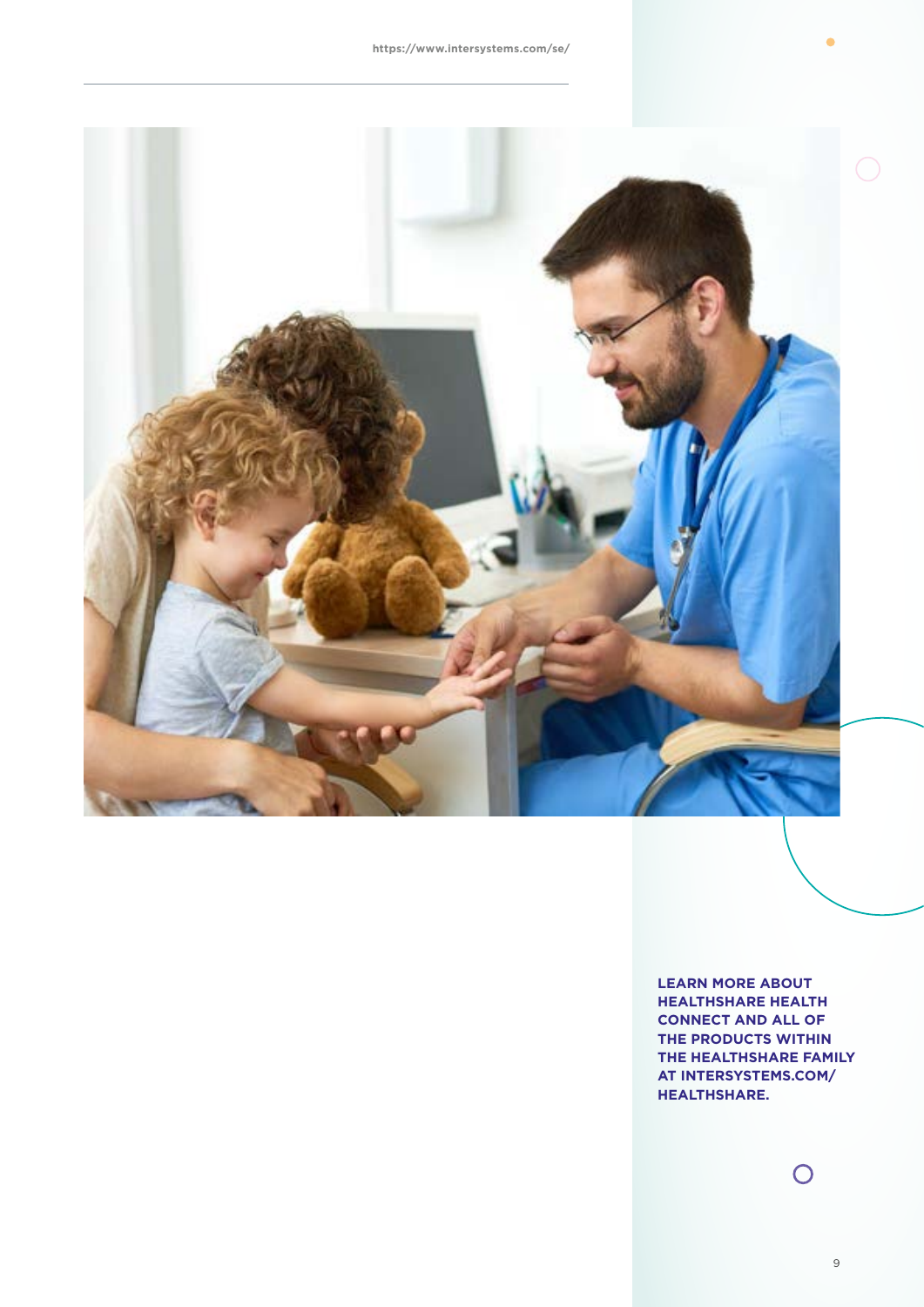**LEARN MORE ABOUT HEALTHSHARE HEALTH CONNECT AND ALL OF THE PRODUCTS WITHIN THE HEALTHSHARE FAMILY AT INTERSYSTEMS.COM/ HEALTHSHARE.**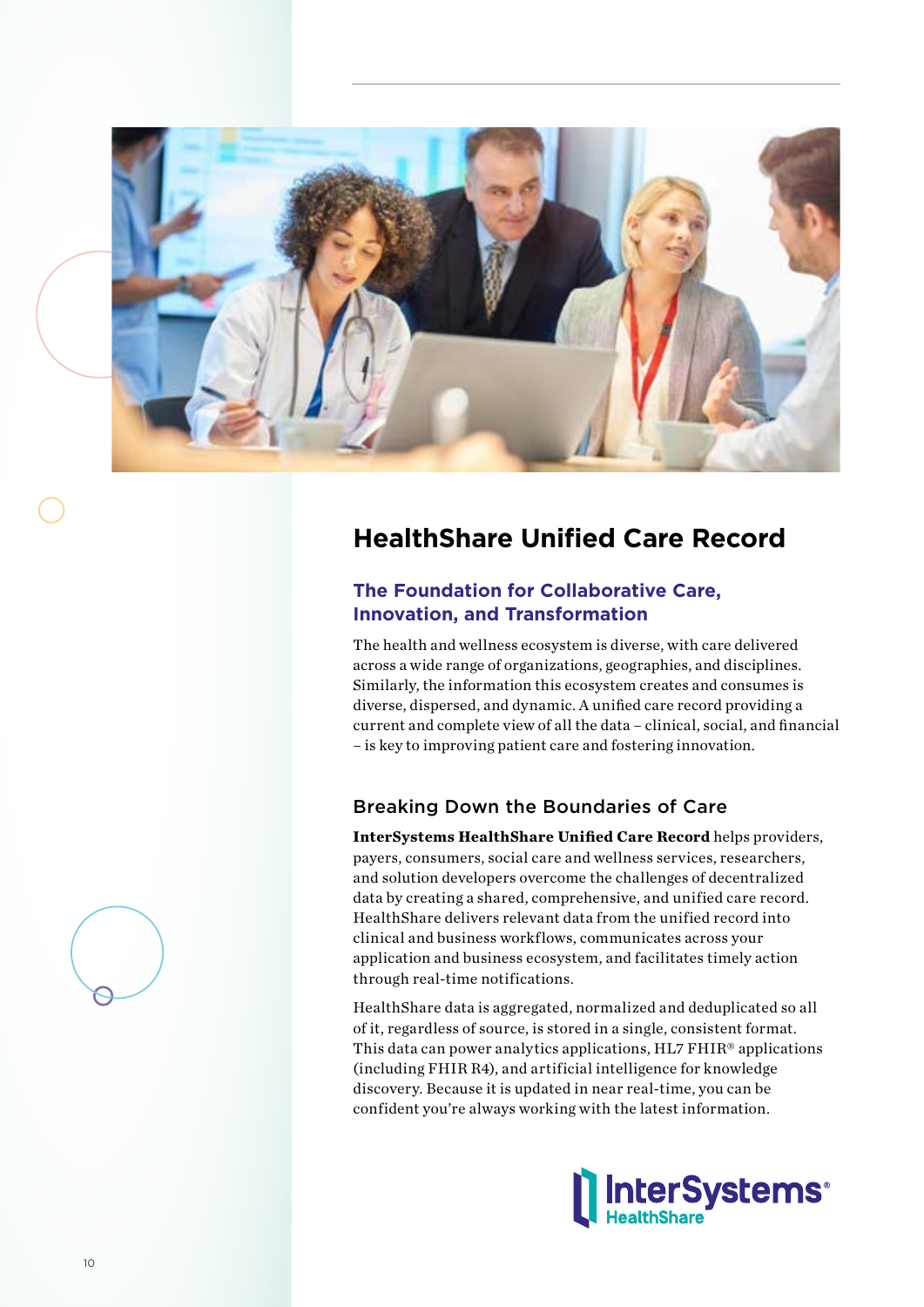# HealthShare Unified Care Record

## The Foundation for Collaborative Care, Innovation, and Transformation

The health and wellness ecosystem is diverse, with care delivered across a wide range of organizations, geographies, and disciplines. Similarly, the information this ecosystem creates and consumes is diverse, dispersed, and dynamic. A unified care record providing a current and complete view of all the data – clinical, social, and financial – is key to improving patient care and fostering innovation.

### Breaking Down the Boundaries of Care

**InterSystems HealthShare Unified Care Record** helps providers, payers, consumers, social care and wellness services, researchers, and solution developers overcome the challenges of decentralized data by creating a shared, comprehensive, and unified care record. HealthShare delivers relevant data from the unified record into clinical and business workflows, communicates across your application and business ecosystem, and facilitates timely action through real-time notifications.

HealthShare data is aggregated, normalized and deduplicated so all of it, regardless of source, is stored in a single, consistent format. This data can power analytics applications, HL7 FHIR® applications (including FHIR R4), and artificial intelligence for knowledge discovery. Because it is updated in near real-time, you can be confident you're always working with the latest information.

InterSystems® HealthShare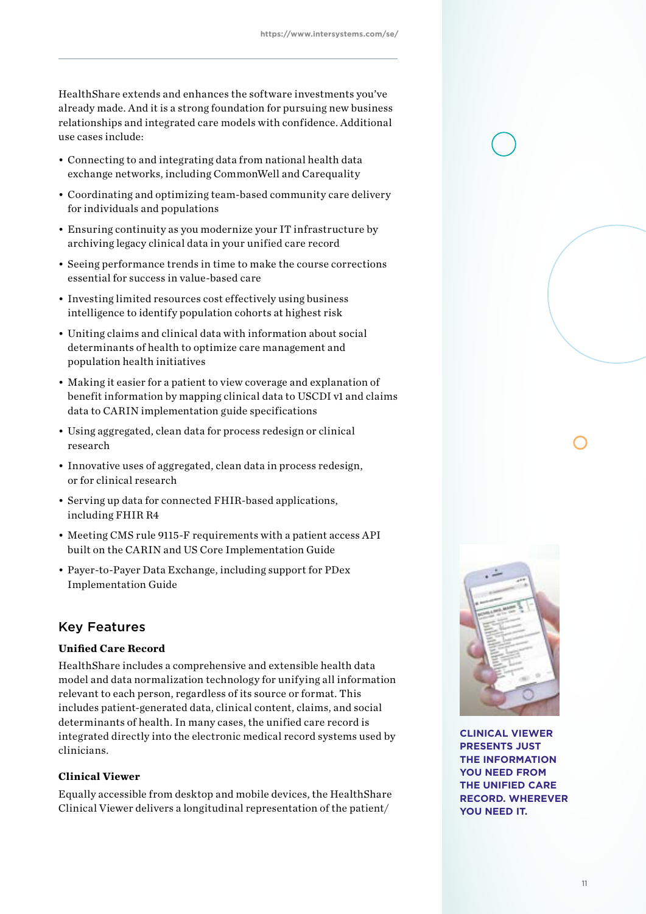HealthShare extends and enhances the software investments you've already made. And it is a strong foundation for pursuing new business relationships and integrated care models with confidence. Additional use cases include:

- Connecting to and integrating data from national health data exchange networks, including CommonWell and Carequality
- Coordinating and optimizing team-based community care delivery for individuals and populations
- Ensuring continuity as you modernize your IT infrastructure by archiving legacy clinical data in your unified care record
- Seeing performance trends in time to make the course corrections essential for success in value-based care
- Investing limited resources cost effectively using business intelligence to identify population cohorts at highest risk
- Uniting claims and clinical data with information about social determinants of health to optimize care management and population health initiatives
- Making it easier for a patient to view coverage and explanation of benefit information by mapping clinical data to USCDI v1 and claims data to CARIN implementation guide specifications
- Using aggregated, clean data for process redesign or clinical research
- Innovative uses of aggregated, clean data in process redesign, or for clinical research
- Serving up data for connected FHIR-based applications, including FHIR R4
- Meeting CMS rule 9115-F requirements with a patient access API built on the CARIN and US Core Implementation Guide
- Payer-to-Payer Data Exchange, including support for PDex Implementation Guide

## Key Features

**Unified Care Record**

HealthShare includes a comprehensive and extensible health data model and data normalization technology for unifying all information relevant to each person, regardless of its source or format. This includes patient-generated data, clinical content, claims, and social determinants of health. In many cases, the unified care record is integrated directly into the electronic medical record systems used by clinicians.

**Clinical Viewer**

Equally accessible from desktop and mobile devices, the HealthShare Clinical Viewer delivers a longitudinal representation of the patient/

**CLINICAL VIEWER PRESENTS JUST THE INFORMATION YOU NEED FROM THE UNIFIED CARE RECORD. WHEREVER YOU NEED IT.**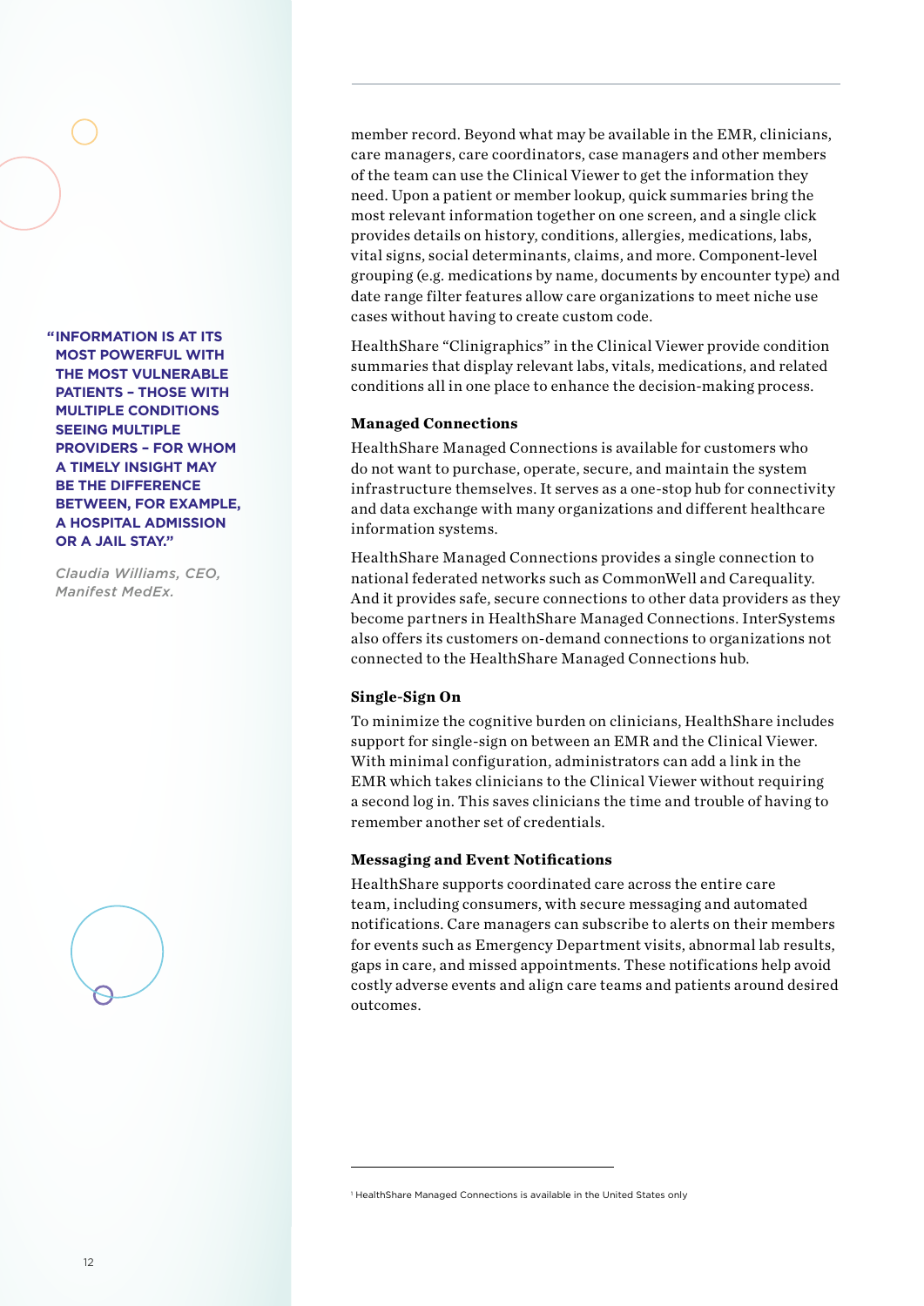> **"INFORMATION IS AT ITS MOST POWERFUL WITH THE MOST VULNERABLE PATIENTS – THOSE WITH MULTIPLE CONDITIONS SEEING MULTIPLE PROVIDERS – FOR WHOM A TIMELY INSIGHT MAY BE THE DIFFERENCE BETWEEN, FOR EXAMPLE, A HOSPITAL ADMISSION OR A JAIL STAY."**
>
> *Claudia Williams, CEO, Manifest MedEx.*

member record. Beyond what may be available in the EMR, clinicians, care managers, care coordinators, case managers and other members of the team can use the Clinical Viewer to get the information they need. Upon a patient or member lookup, quick summaries bring the most relevant information together on one screen, and a single click provides details on history, conditions, allergies, medications, labs, vital signs, social determinants, claims, and more. Component-level grouping (e.g. medications by name, documents by encounter type) and date range filter features allow care organizations to meet niche use cases without having to create custom code.

HealthShare "Clinigraphics" in the Clinical Viewer provide condition summaries that display relevant labs, vitals, medications, and related conditions all in one place to enhance the decision-making process.

#### Managed Connections

HealthShare Managed Connections is available for customers who do not want to purchase, operate, secure, and maintain the system infrastructure themselves. It serves as a one-stop hub for connectivity and data exchange with many organizations and different healthcare information systems.

HealthShare Managed Connections provides a single connection to national federated networks such as CommonWell and Carequality. And it provides safe, secure connections to other data providers as they become partners in HealthShare Managed Connections. InterSystems also offers its customers on-demand connections to organizations not connected to the HealthShare Managed Connections hub.

#### Single-Sign On

To minimize the cognitive burden on clinicians, HealthShare includes support for single-sign on between an EMR and the Clinical Viewer. With minimal configuration, administrators can add a link in the EMR which takes clinicians to the Clinical Viewer without requiring a second log in. This saves clinicians the time and trouble of having to remember another set of credentials.

#### Messaging and Event Notifications

HealthShare supports coordinated care across the entire care team, including consumers, with secure messaging and automated notifications. Care managers can subscribe to alerts on their members for events such as Emergency Department visits, abnormal lab results, gaps in care, and missed appointments. These notifications help avoid costly adverse events and align care teams and patients around desired outcomes.

---

[1] HealthShare Managed Connections is available in the United States only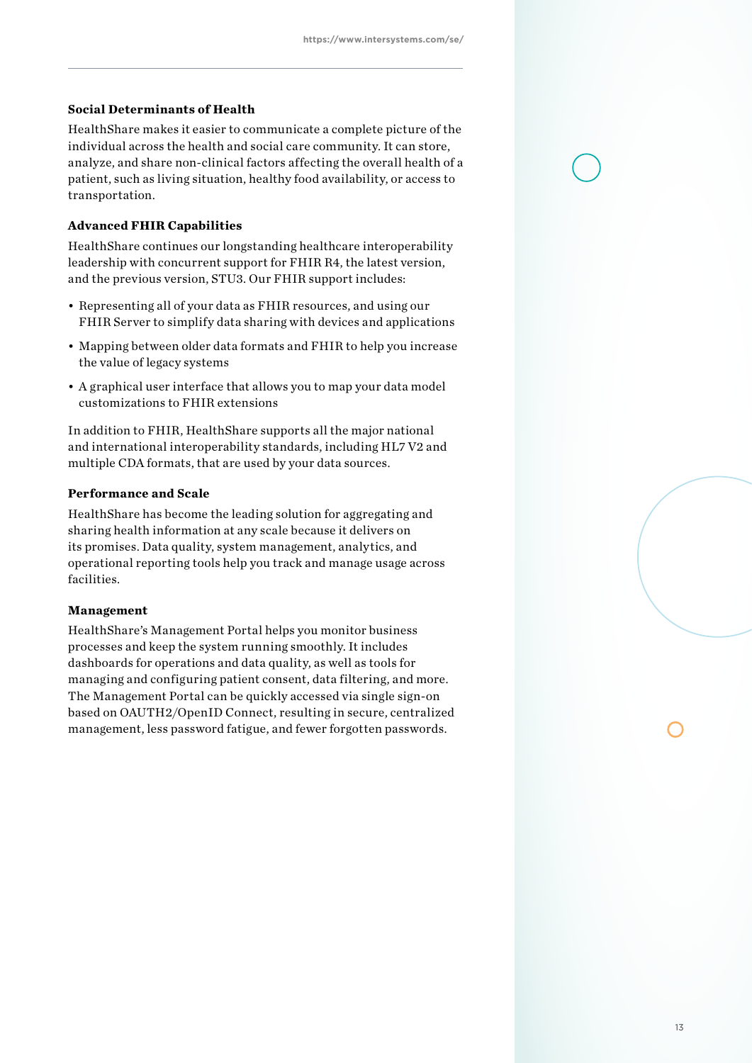### Social Determinants of Health

HealthShare makes it easier to communicate a complete picture of the individual across the health and social care community. It can store, analyze, and share non-clinical factors affecting the overall health of a patient, such as living situation, healthy food availability, or access to transportation.

### Advanced FHIR Capabilities

HealthShare continues our longstanding healthcare interoperability leadership with concurrent support for FHIR R4, the latest version, and the previous version, STU3. Our FHIR support includes:

- Representing all of your data as FHIR resources, and using our FHIR Server to simplify data sharing with devices and applications
- Mapping between older data formats and FHIR to help you increase the value of legacy systems
- A graphical user interface that allows you to map your data model customizations to FHIR extensions

In addition to FHIR, HealthShare supports all the major national and international interoperability standards, including HL7 V2 and multiple CDA formats, that are used by your data sources.

### Performance and Scale

HealthShare has become the leading solution for aggregating and sharing health information at any scale because it delivers on its promises. Data quality, system management, analytics, and operational reporting tools help you track and manage usage across facilities.

### Management

HealthShare's Management Portal helps you monitor business processes and keep the system running smoothly. It includes dashboards for operations and data quality, as well as tools for managing and configuring patient consent, data filtering, and more. The Management Portal can be quickly accessed via single sign-on based on OAUTH2/OpenID Connect, resulting in secure, centralized management, less password fatigue, and fewer forgotten passwords.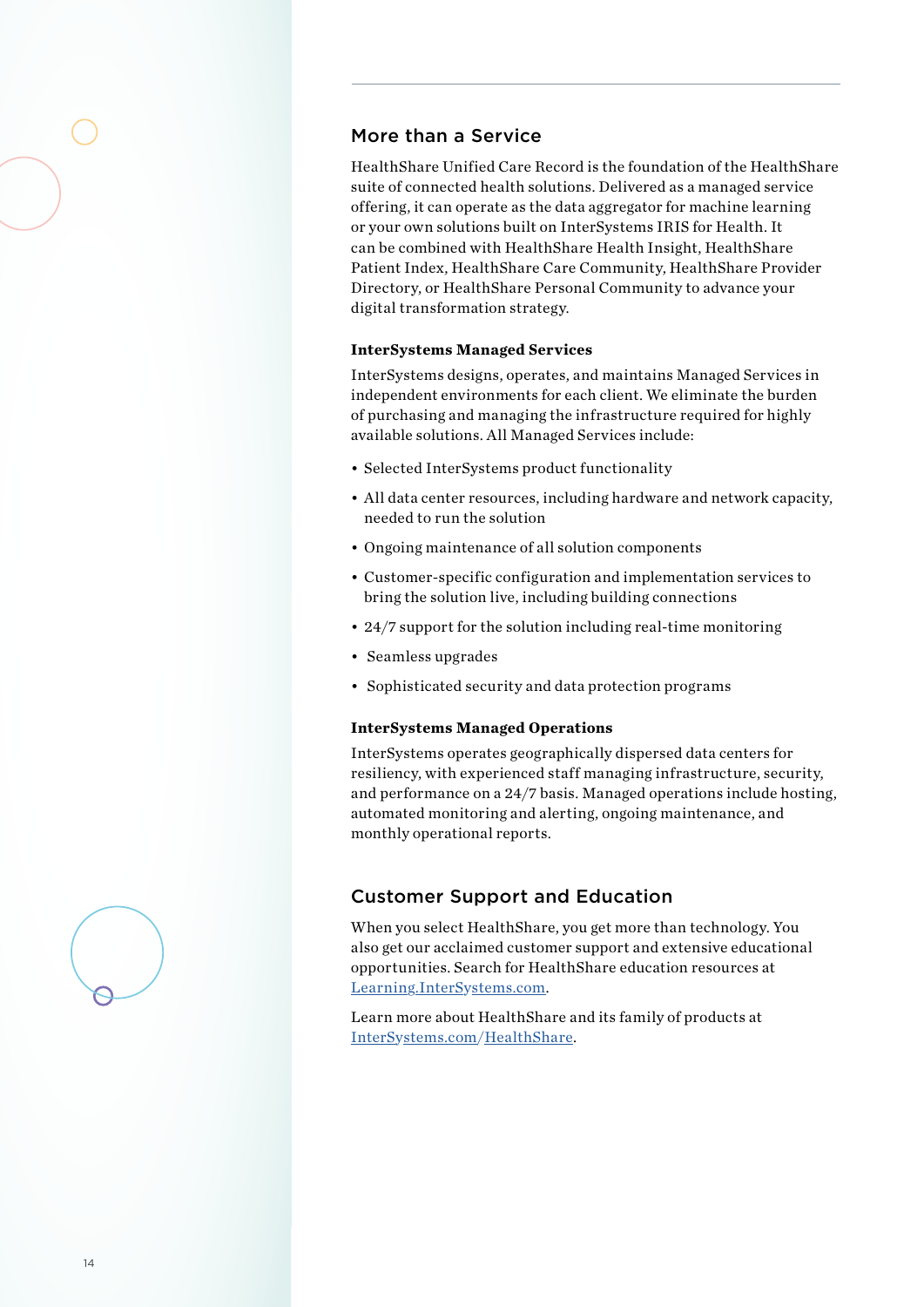## More than a Service

HealthShare Unified Care Record is the foundation of the HealthShare suite of connected health solutions. Delivered as a managed service offering, it can operate as the data aggregator for machine learning or your own solutions built on InterSystems IRIS for Health. It can be combined with HealthShare Health Insight, HealthShare Patient Index, HealthShare Care Community, HealthShare Provider Directory, or HealthShare Personal Community to advance your digital transformation strategy.

### InterSystems Managed Services

InterSystems designs, operates, and maintains Managed Services in independent environments for each client. We eliminate the burden of purchasing and managing the infrastructure required for highly available solutions. All Managed Services include:

- Selected InterSystems product functionality
- All data center resources, including hardware and network capacity, needed to run the solution
- Ongoing maintenance of all solution components
- Customer-specific configuration and implementation services to bring the solution live, including building connections
- 24/7 support for the solution including real-time monitoring
- Seamless upgrades
- Sophisticated security and data protection programs

### InterSystems Managed Operations

InterSystems operates geographically dispersed data centers for resiliency, with experienced staff managing infrastructure, security, and performance on a 24/7 basis. Managed operations include hosting, automated monitoring and alerting, ongoing maintenance, and monthly operational reports.

## Customer Support and Education

When you select HealthShare, you get more than technology. You also get our acclaimed customer support and extensive educational opportunities. Search for HealthShare education resources at Learning.InterSystems.com.

Learn more about HealthShare and its family of products at InterSystems.com/HealthShare.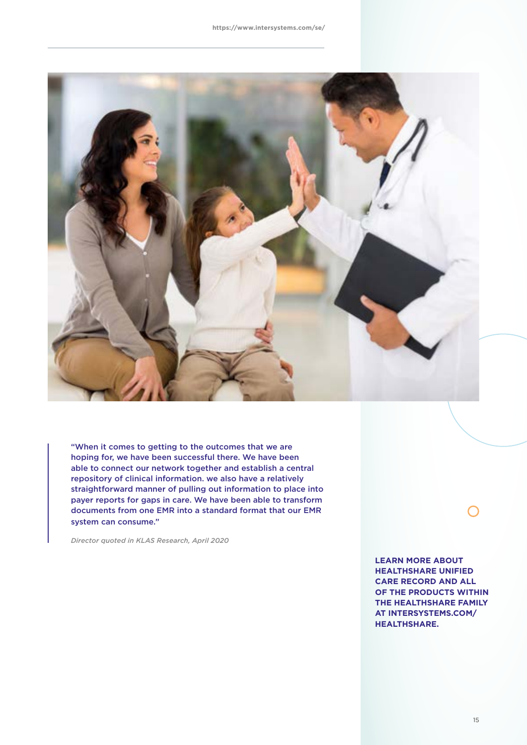> "When it comes to getting to the outcomes that we are hoping for, we have been successful there. We have been able to connect our network together and establish a central repository of clinical information. we also have a relatively straightforward manner of pulling out information to place into payer reports for gaps in care. We have been able to transform documents from one EMR into a standard format that our EMR system can consume."
>
> *Director quoted in KLAS Research, April 2020*

**LEARN MORE ABOUT HEALTHSHARE UNIFIED CARE RECORD AND ALL OF THE PRODUCTS WITHIN THE HEALTHSHARE FAMILY AT INTERSYSTEMS.COM/ HEALTHSHARE.**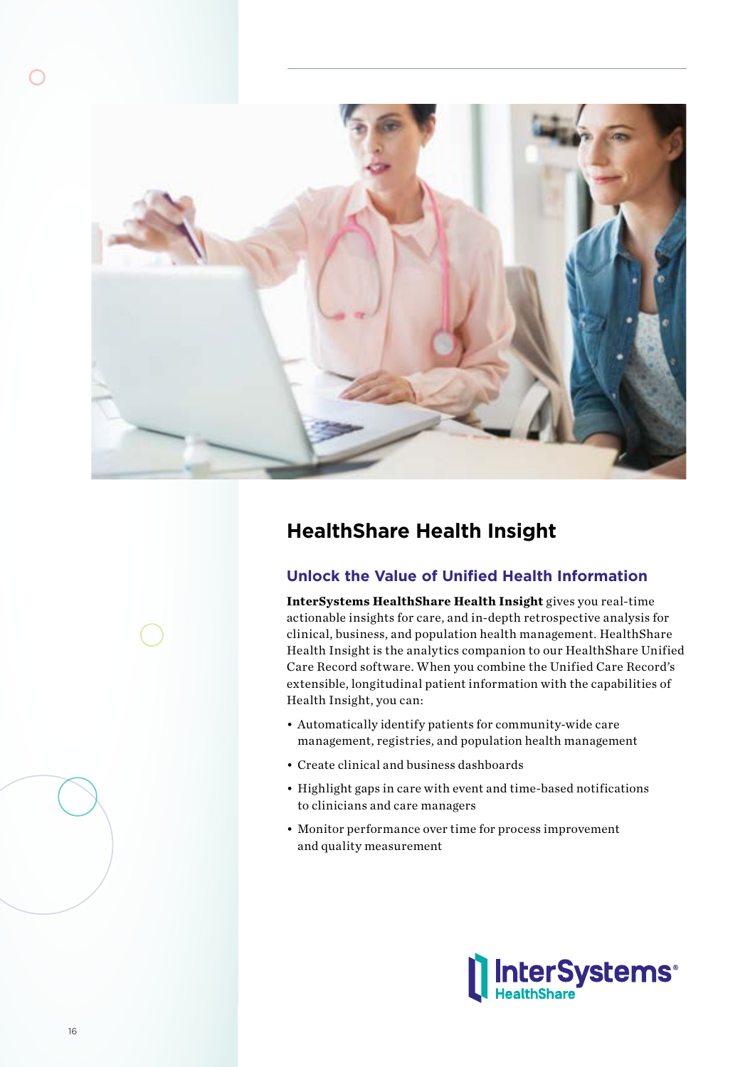## HealthShare Health Insight

### Unlock the Value of Unified Health Information

**InterSystems HealthShare Health Insight** gives you real-time actionable insights for care, and in-depth retrospective analysis for clinical, business, and population health management. HealthShare Health Insight is the analytics companion to our HealthShare Unified Care Record software. When you combine the Unified Care Record's extensible, longitudinal patient information with the capabilities of Health Insight, you can:

- Automatically identify patients for community-wide care management, registries, and population health management
- Create clinical and business dashboards
- Highlight gaps in care with event and time-based notifications to clinicians and care managers
- Monitor performance over time for process improvement and quality measurement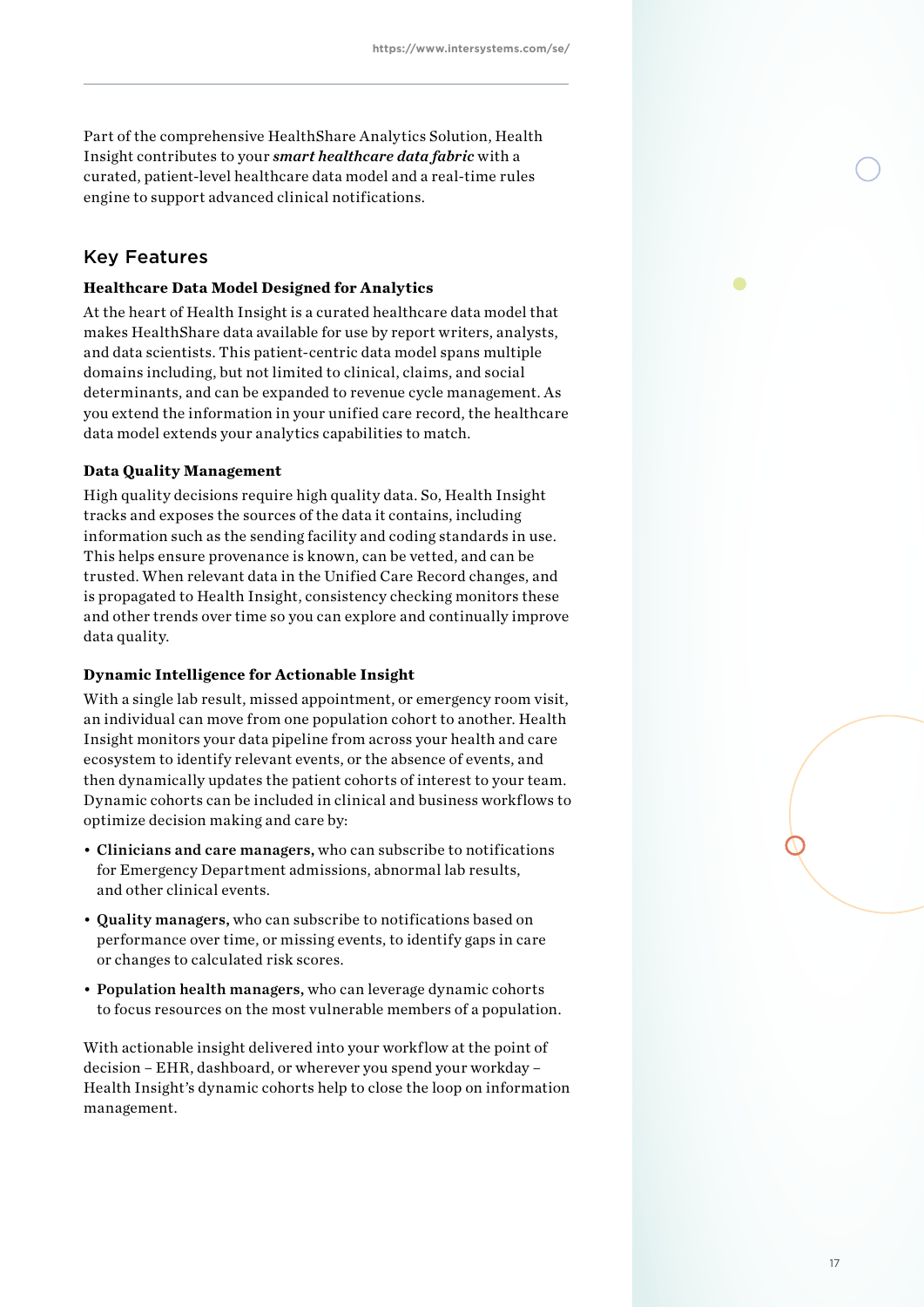Part of the comprehensive HealthShare Analytics Solution, Health Insight contributes to your ***smart healthcare data fabric*** with a curated, patient-level healthcare data model and a real-time rules engine to support advanced clinical notifications.

## Key Features

### Healthcare Data Model Designed for Analytics

At the heart of Health Insight is a curated healthcare data model that makes HealthShare data available for use by report writers, analysts, and data scientists. This patient-centric data model spans multiple domains including, but not limited to clinical, claims, and social determinants, and can be expanded to revenue cycle management. As you extend the information in your unified care record, the healthcare data model extends your analytics capabilities to match.

### Data Quality Management

High quality decisions require high quality data. So, Health Insight tracks and exposes the sources of the data it contains, including information such as the sending facility and coding standards in use. This helps ensure provenance is known, can be vetted, and can be trusted. When relevant data in the Unified Care Record changes, and is propagated to Health Insight, consistency checking monitors these and other trends over time so you can explore and continually improve data quality.

### Dynamic Intelligence for Actionable Insight

With a single lab result, missed appointment, or emergency room visit, an individual can move from one population cohort to another. Health Insight monitors your data pipeline from across your health and care ecosystem to identify relevant events, or the absence of events, and then dynamically updates the patient cohorts of interest to your team. Dynamic cohorts can be included in clinical and business workflows to optimize decision making and care by:

- **Clinicians and care managers,** who can subscribe to notifications for Emergency Department admissions, abnormal lab results, and other clinical events.
- **Quality managers,** who can subscribe to notifications based on performance over time, or missing events, to identify gaps in care or changes to calculated risk scores.
- **Population health managers,** who can leverage dynamic cohorts to focus resources on the most vulnerable members of a population.

With actionable insight delivered into your workflow at the point of decision – EHR, dashboard, or wherever you spend your workday – Health Insight's dynamic cohorts help to close the loop on information management.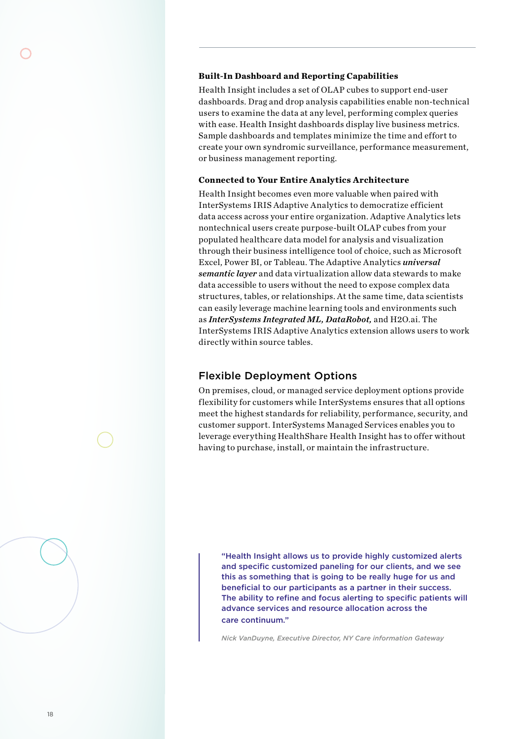### Built-In Dashboard and Reporting Capabilities

Health Insight includes a set of OLAP cubes to support end-user dashboards. Drag and drop analysis capabilities enable non-technical users to examine the data at any level, performing complex queries with ease. Health Insight dashboards display live business metrics. Sample dashboards and templates minimize the time and effort to create your own syndromic surveillance, performance measurement, or business management reporting.

### Connected to Your Entire Analytics Architecture

Health Insight becomes even more valuable when paired with InterSystems IRIS Adaptive Analytics to democratize efficient data access across your entire organization. Adaptive Analytics lets nontechnical users create purpose-built OLAP cubes from your populated healthcare data model for analysis and visualization through their business intelligence tool of choice, such as Microsoft Excel, Power BI, or Tableau. The Adaptive Analytics ***universal semantic layer*** and data virtualization allow data stewards to make data accessible to users without the need to expose complex data structures, tables, or relationships. At the same time, data scientists can easily leverage machine learning tools and environments such as ***InterSystems Integrated ML, DataRobot,*** and H2O.ai. The InterSystems IRIS Adaptive Analytics extension allows users to work directly within source tables.

## Flexible Deployment Options

On premises, cloud, or managed service deployment options provide flexibility for customers while InterSystems ensures that all options meet the highest standards for reliability, performance, security, and customer support. InterSystems Managed Services enables you to leverage everything HealthShare Health Insight has to offer without having to purchase, install, or maintain the infrastructure.

> "Health Insight allows us to provide highly customized alerts and specific customized paneling for our clients, and we see this as something that is going to be really huge for us and beneficial to our participants as a partner in their success. The ability to refine and focus alerting to specific patients will advance services and resource allocation across the care continuum."
>
> *Nick VanDuyne, Executive Director, NY Care information Gateway*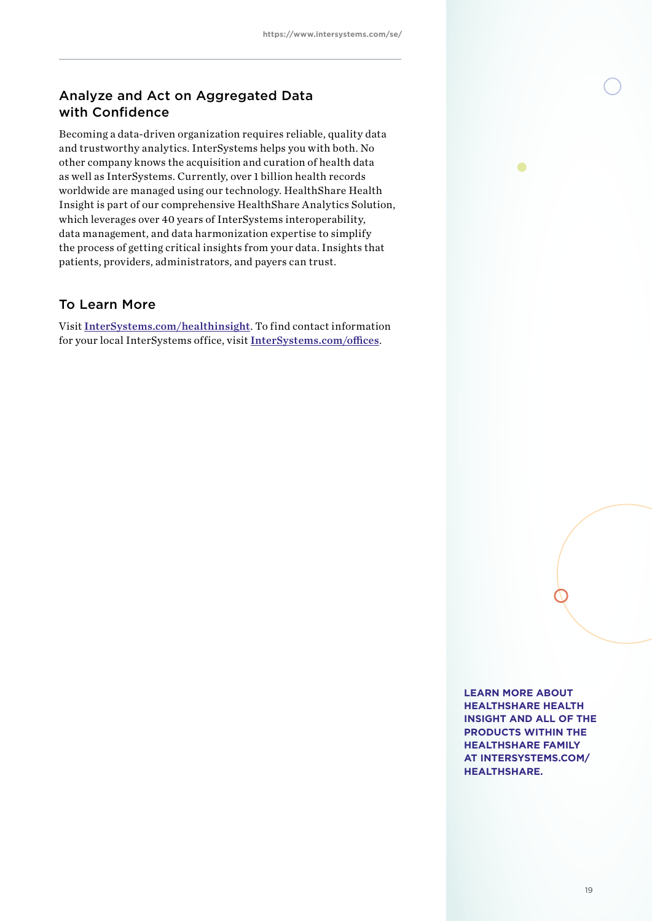## Analyze and Act on Aggregated Data with Confidence

Becoming a data-driven organization requires reliable, quality data and trustworthy analytics. InterSystems helps you with both. No other company knows the acquisition and curation of health data as well as InterSystems. Currently, over 1 billion health records worldwide are managed using our technology. HealthShare Health Insight is part of our comprehensive HealthShare Analytics Solution, which leverages over 40 years of InterSystems interoperability, data management, and data harmonization expertise to simplify the process of getting critical insights from your data. Insights that patients, providers, administrators, and payers can trust.

## To Learn More

Visit **InterSystems.com/healthinsight**. To find contact information for your local InterSystems office, visit **InterSystems.com/offices**.

**LEARN MORE ABOUT HEALTHSHARE HEALTH INSIGHT AND ALL OF THE PRODUCTS WITHIN THE HEALTHSHARE FAMILY AT INTERSYSTEMS.COM/ HEALTHSHARE.**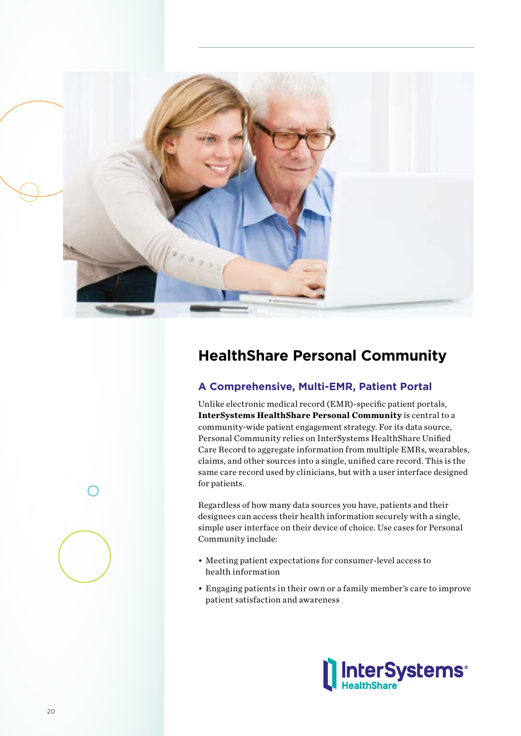## HealthShare Personal Community

### A Comprehensive, Multi-EMR, Patient Portal

Unlike electronic medical record (EMR)-specific patient portals, **InterSystems HealthShare Personal Community** is central to a community-wide patient engagement strategy. For its data source, Personal Community relies on InterSystems HealthShare Unified Care Record to aggregate information from multiple EMRs, wearables, claims, and other sources into a single, unified care record. This is the same care record used by clinicians, but with a user interface designed for patients.

Regardless of how many data sources you have, patients and their designees can access their health information securely with a single, simple user interface on their device of choice. Use cases for Personal Community include:

- Meeting patient expectations for consumer-level access to health information
- Engaging patients in their own or a family member's care to improve patient satisfaction and awareness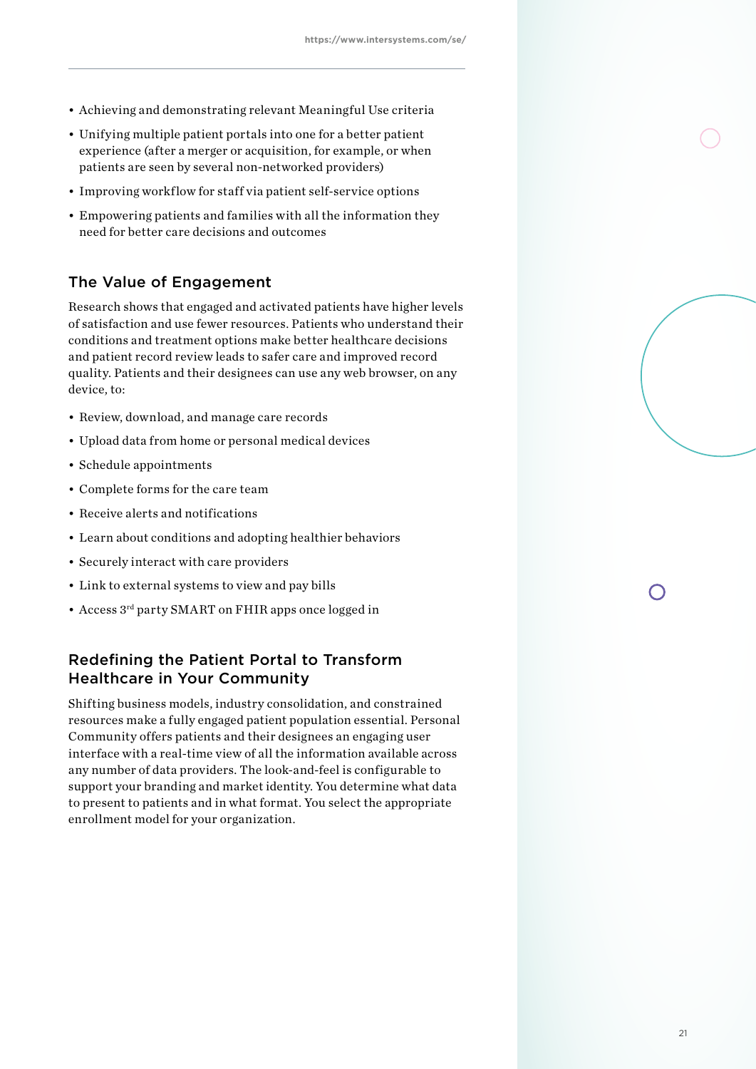- Achieving and demonstrating relevant Meaningful Use criteria
- Unifying multiple patient portals into one for a better patient experience (after a merger or acquisition, for example, or when patients are seen by several non-networked providers)
- Improving workflow for staff via patient self-service options
- Empowering patients and families with all the information they need for better care decisions and outcomes

## The Value of Engagement

Research shows that engaged and activated patients have higher levels of satisfaction and use fewer resources. Patients who understand their conditions and treatment options make better healthcare decisions and patient record review leads to safer care and improved record quality. Patients and their designees can use any web browser, on any device, to:

- Review, download, and manage care records
- Upload data from home or personal medical devices
- Schedule appointments
- Complete forms for the care team
- Receive alerts and notifications
- Learn about conditions and adopting healthier behaviors
- Securely interact with care providers
- Link to external systems to view and pay bills
- Access 3rd party SMART on FHIR apps once logged in

## Redefining the Patient Portal to Transform Healthcare in Your Community

Shifting business models, industry consolidation, and constrained resources make a fully engaged patient population essential. Personal Community offers patients and their designees an engaging user interface with a real-time view of all the information available across any number of data providers. The look-and-feel is configurable to support your branding and market identity. You determine what data to present to patients and in what format. You select the appropriate enrollment model for your organization.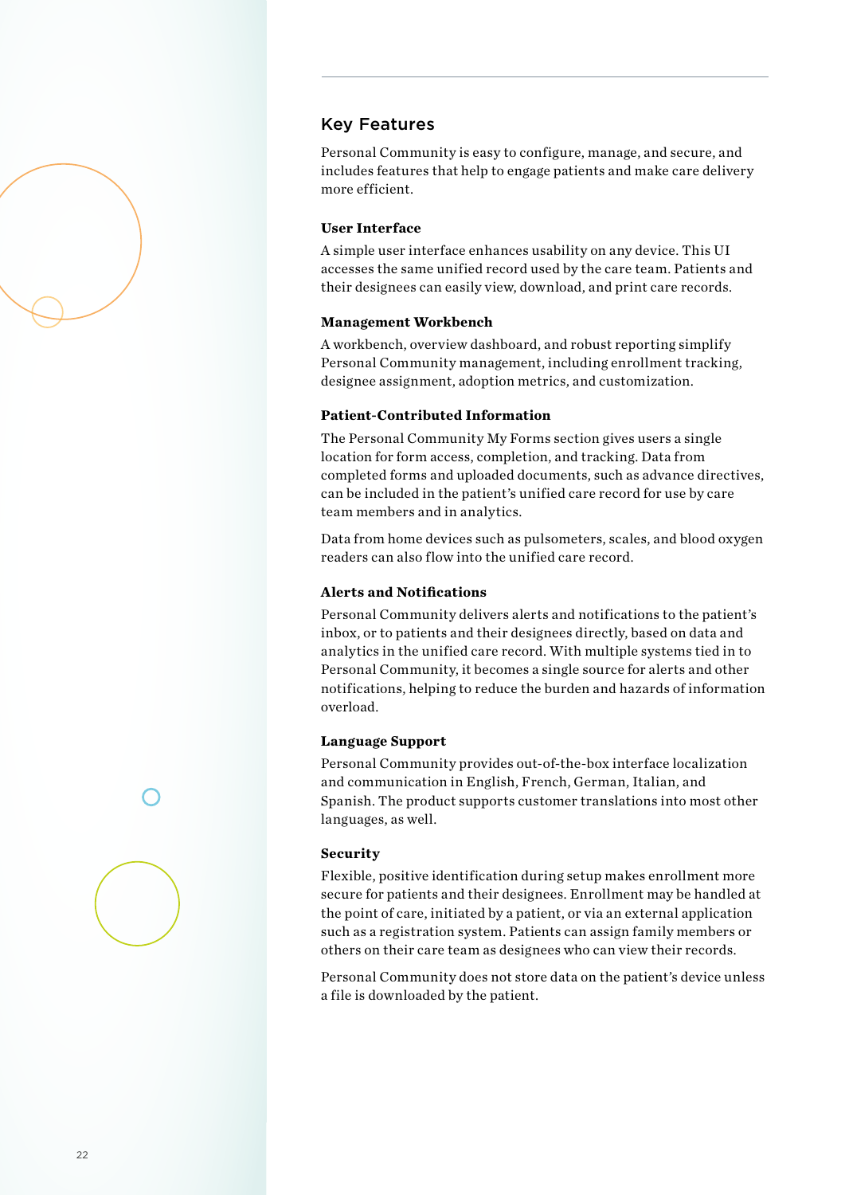## Key Features

Personal Community is easy to configure, manage, and secure, and includes features that help to engage patients and make care delivery more efficient.

### User Interface

A simple user interface enhances usability on any device. This UI accesses the same unified record used by the care team. Patients and their designees can easily view, download, and print care records.

### Management Workbench

A workbench, overview dashboard, and robust reporting simplify Personal Community management, including enrollment tracking, designee assignment, adoption metrics, and customization.

### Patient-Contributed Information

The Personal Community My Forms section gives users a single location for form access, completion, and tracking. Data from completed forms and uploaded documents, such as advance directives, can be included in the patient's unified care record for use by care team members and in analytics.

Data from home devices such as pulsometers, scales, and blood oxygen readers can also flow into the unified care record.

### Alerts and Notifications

Personal Community delivers alerts and notifications to the patient's inbox, or to patients and their designees directly, based on data and analytics in the unified care record. With multiple systems tied in to Personal Community, it becomes a single source for alerts and other notifications, helping to reduce the burden and hazards of information overload.

### Language Support

Personal Community provides out-of-the-box interface localization and communication in English, French, German, Italian, and Spanish. The product supports customer translations into most other languages, as well.

### Security

Flexible, positive identification during setup makes enrollment more secure for patients and their designees. Enrollment may be handled at the point of care, initiated by a patient, or via an external application such as a registration system. Patients can assign family members or others on their care team as designees who can view their records.

Personal Community does not store data on the patient's device unless a file is downloaded by the patient.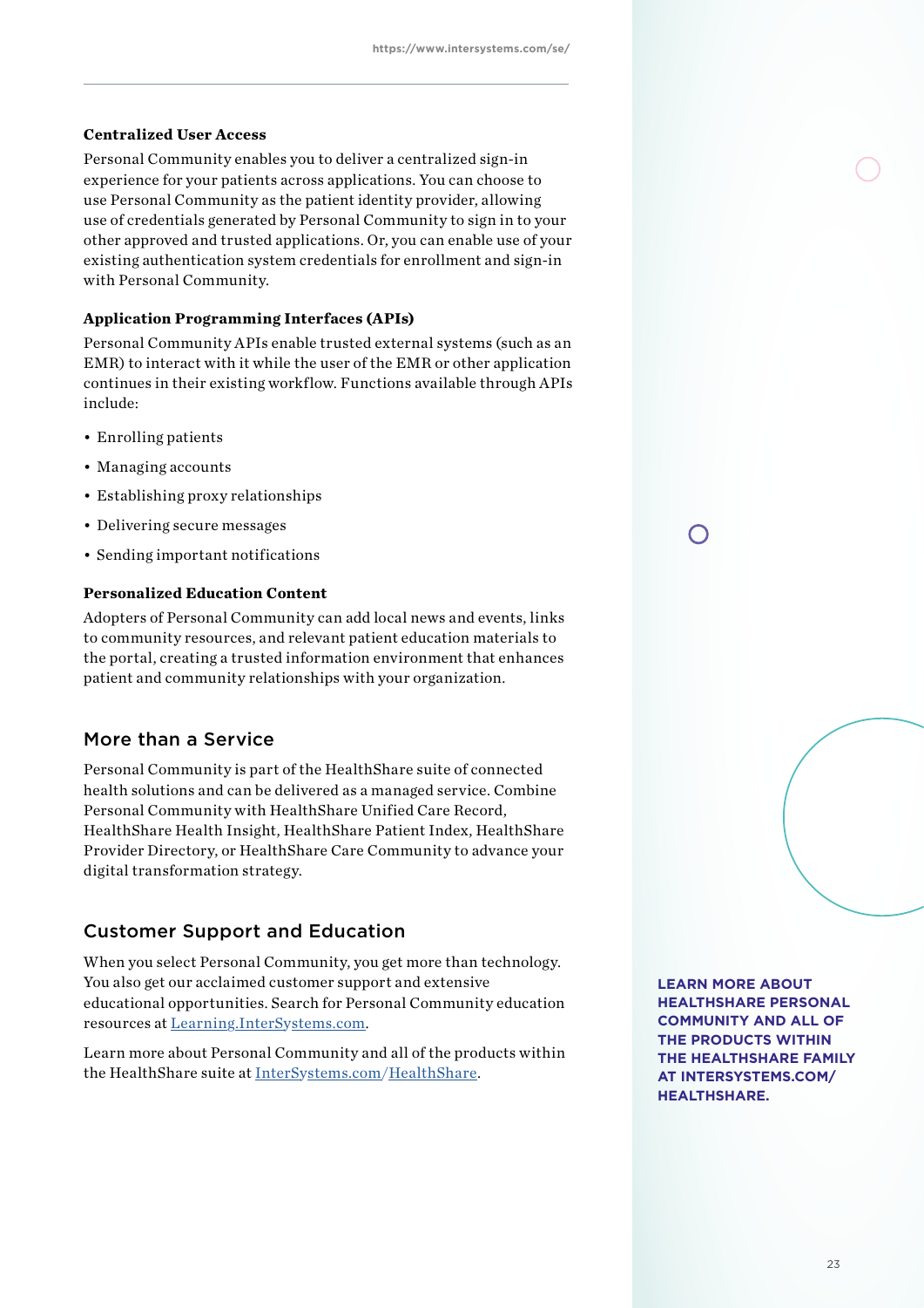### Centralized User Access

Personal Community enables you to deliver a centralized sign-in experience for your patients across applications. You can choose to use Personal Community as the patient identity provider, allowing use of credentials generated by Personal Community to sign in to your other approved and trusted applications. Or, you can enable use of your existing authentication system credentials for enrollment and sign-in with Personal Community.

### Application Programming Interfaces (APIs)

Personal Community APIs enable trusted external systems (such as an EMR) to interact with it while the user of the EMR or other application continues in their existing workflow. Functions available through APIs include:

- Enrolling patients
- Managing accounts
- Establishing proxy relationships
- Delivering secure messages
- Sending important notifications

### Personalized Education Content

Adopters of Personal Community can add local news and events, links to community resources, and relevant patient education materials to the portal, creating a trusted information environment that enhances patient and community relationships with your organization.

## More than a Service

Personal Community is part of the HealthShare suite of connected health solutions and can be delivered as a managed service. Combine Personal Community with HealthShare Unified Care Record, HealthShare Health Insight, HealthShare Patient Index, HealthShare Provider Directory, or HealthShare Care Community to advance your digital transformation strategy.

## Customer Support and Education

When you select Personal Community, you get more than technology. You also get our acclaimed customer support and extensive educational opportunities. Search for Personal Community education resources at Learning.InterSystems.com.

Learn more about Personal Community and all of the products within the HealthShare suite at InterSystems.com/HealthShare.

**LEARN MORE ABOUT HEALTHSHARE PERSONAL COMMUNITY AND ALL OF THE PRODUCTS WITHIN THE HEALTHSHARE FAMILY AT INTERSYSTEMS.COM/HEALTHSHARE.**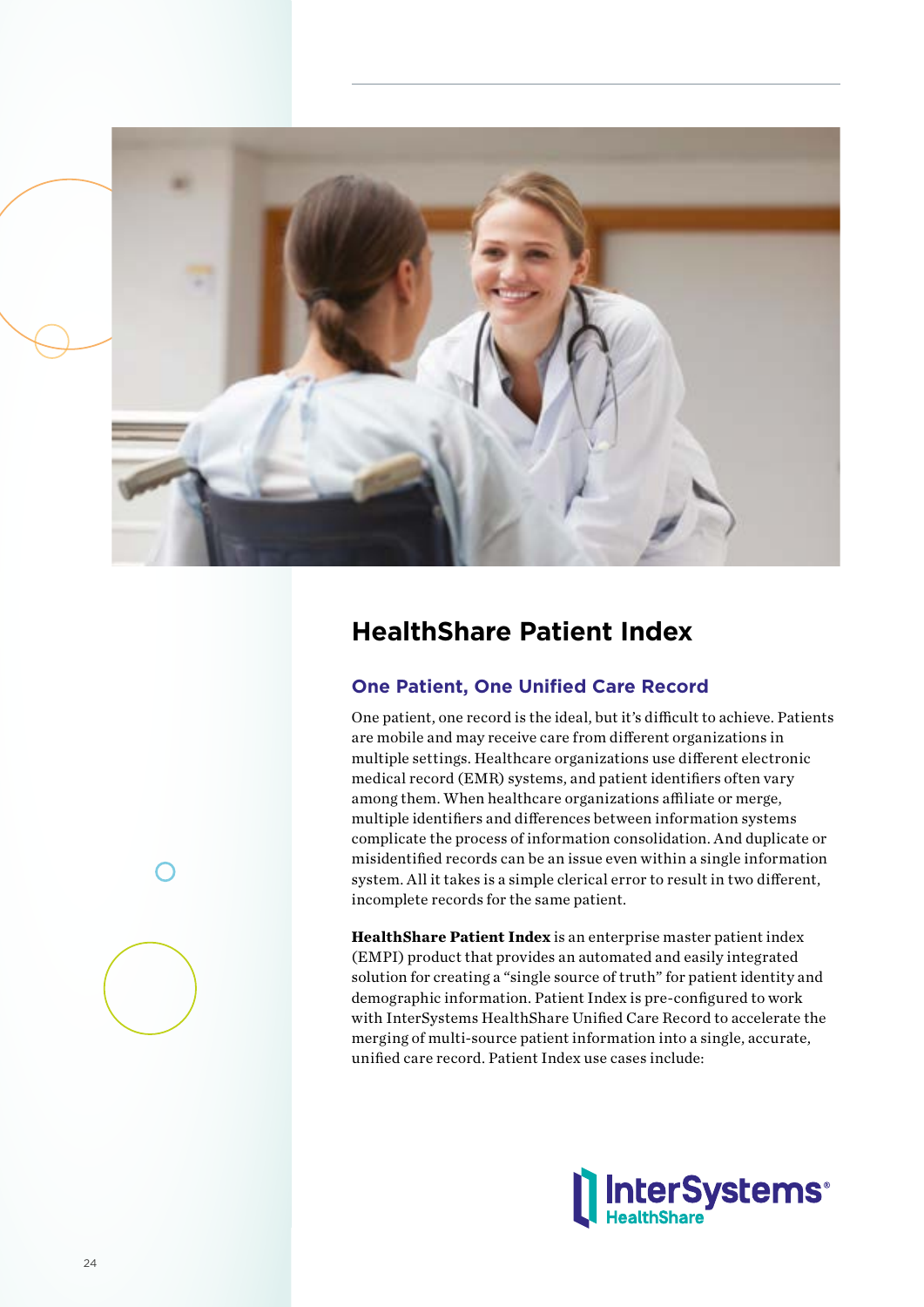## HealthShare Patient Index

### One Patient, One Unified Care Record

One patient, one record is the ideal, but it's difficult to achieve. Patients are mobile and may receive care from different organizations in multiple settings. Healthcare organizations use different electronic medical record (EMR) systems, and patient identifiers often vary among them. When healthcare organizations affiliate or merge, multiple identifiers and differences between information systems complicate the process of information consolidation. And duplicate or misidentified records can be an issue even within a single information system. All it takes is a simple clerical error to result in two different, incomplete records for the same patient.

**HealthShare Patient Index** is an enterprise master patient index (EMPI) product that provides an automated and easily integrated solution for creating a "single source of truth" for patient identity and demographic information. Patient Index is pre-configured to work with InterSystems HealthShare Unified Care Record to accelerate the merging of multi-source patient information into a single, accurate, unified care record. Patient Index use cases include:

InterSystems HealthShare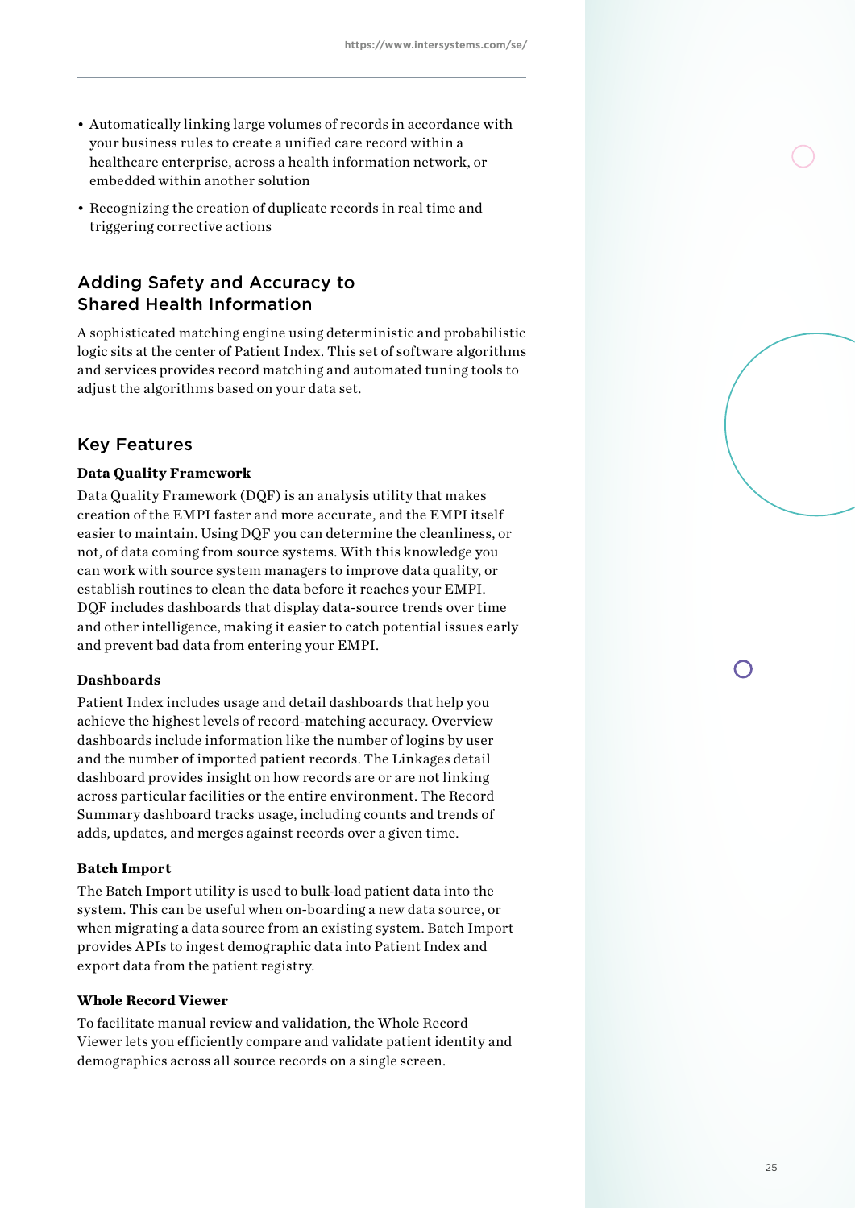- Automatically linking large volumes of records in accordance with your business rules to create a unified care record within a healthcare enterprise, across a health information network, or embedded within another solution
- Recognizing the creation of duplicate records in real time and triggering corrective actions

## Adding Safety and Accuracy to Shared Health Information

A sophisticated matching engine using deterministic and probabilistic logic sits at the center of Patient Index. This set of software algorithms and services provides record matching and automated tuning tools to adjust the algorithms based on your data set.

## Key Features

**Data Quality Framework**

Data Quality Framework (DQF) is an analysis utility that makes creation of the EMPI faster and more accurate, and the EMPI itself easier to maintain. Using DQF you can determine the cleanliness, or not, of data coming from source systems. With this knowledge you can work with source system managers to improve data quality, or establish routines to clean the data before it reaches your EMPI. DQF includes dashboards that display data-source trends over time and other intelligence, making it easier to catch potential issues early and prevent bad data from entering your EMPI.

**Dashboards**

Patient Index includes usage and detail dashboards that help you achieve the highest levels of record-matching accuracy. Overview dashboards include information like the number of logins by user and the number of imported patient records. The Linkages detail dashboard provides insight on how records are or are not linking across particular facilities or the entire environment. The Record Summary dashboard tracks usage, including counts and trends of adds, updates, and merges against records over a given time.

**Batch Import**

The Batch Import utility is used to bulk-load patient data into the system. This can be useful when on-boarding a new data source, or when migrating a data source from an existing system. Batch Import provides APIs to ingest demographic data into Patient Index and export data from the patient registry.

**Whole Record Viewer**

To facilitate manual review and validation, the Whole Record Viewer lets you efficiently compare and validate patient identity and demographics across all source records on a single screen.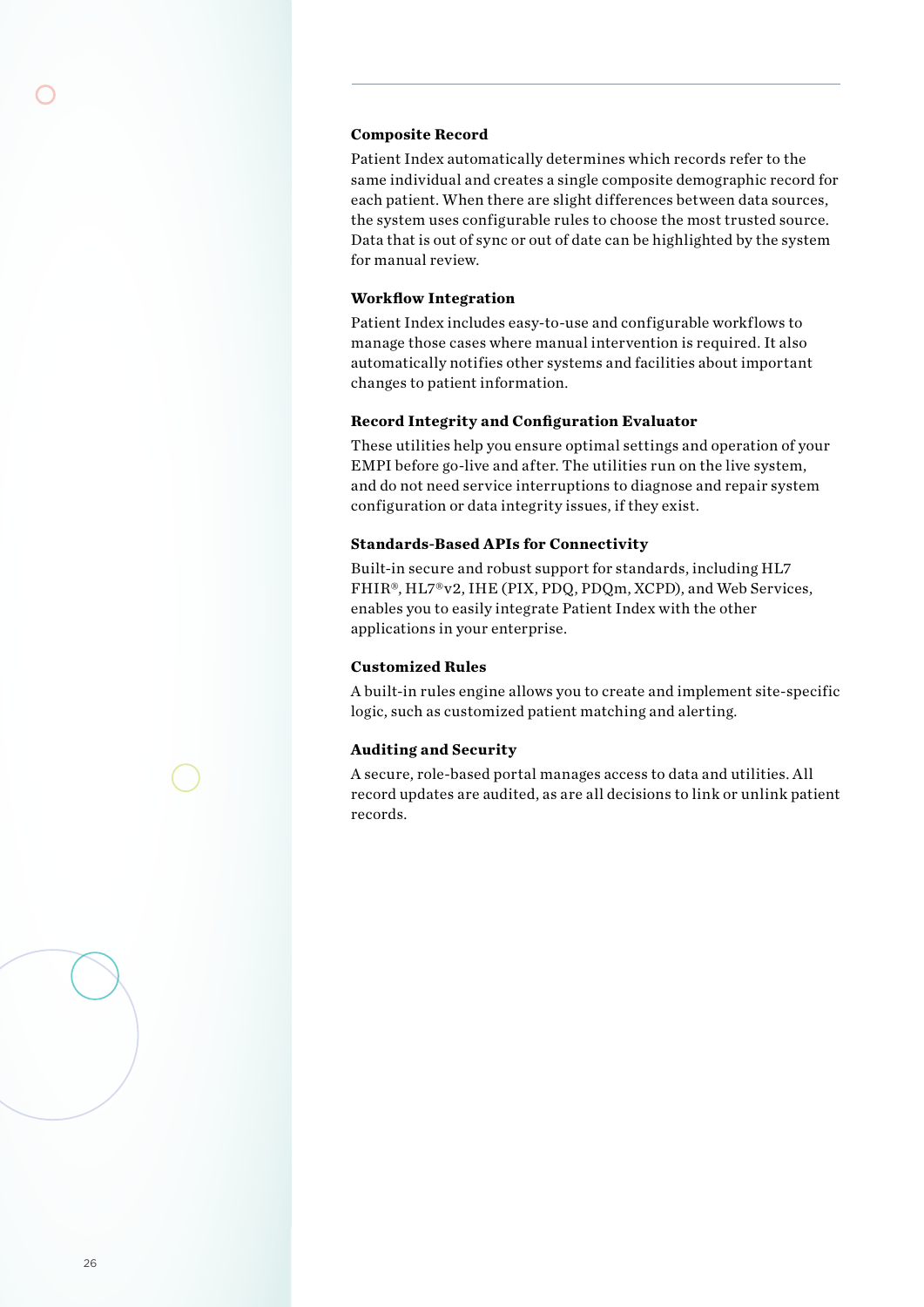### Composite Record

Patient Index automatically determines which records refer to the same individual and creates a single composite demographic record for each patient. When there are slight differences between data sources, the system uses configurable rules to choose the most trusted source. Data that is out of sync or out of date can be highlighted by the system for manual review.

### Workflow Integration

Patient Index includes easy-to-use and configurable workflows to manage those cases where manual intervention is required. It also automatically notifies other systems and facilities about important changes to patient information.

### Record Integrity and Configuration Evaluator

These utilities help you ensure optimal settings and operation of your EMPI before go-live and after. The utilities run on the live system, and do not need service interruptions to diagnose and repair system configuration or data integrity issues, if they exist.

### Standards-Based APIs for Connectivity

Built-in secure and robust support for standards, including HL7 FHIR®, HL7®v2, IHE (PIX, PDQ, PDQm, XCPD), and Web Services, enables you to easily integrate Patient Index with the other applications in your enterprise.

### Customized Rules

A built-in rules engine allows you to create and implement site-specific logic, such as customized patient matching and alerting.

### Auditing and Security

A secure, role-based portal manages access to data and utilities. All record updates are audited, as are all decisions to link or unlink patient records.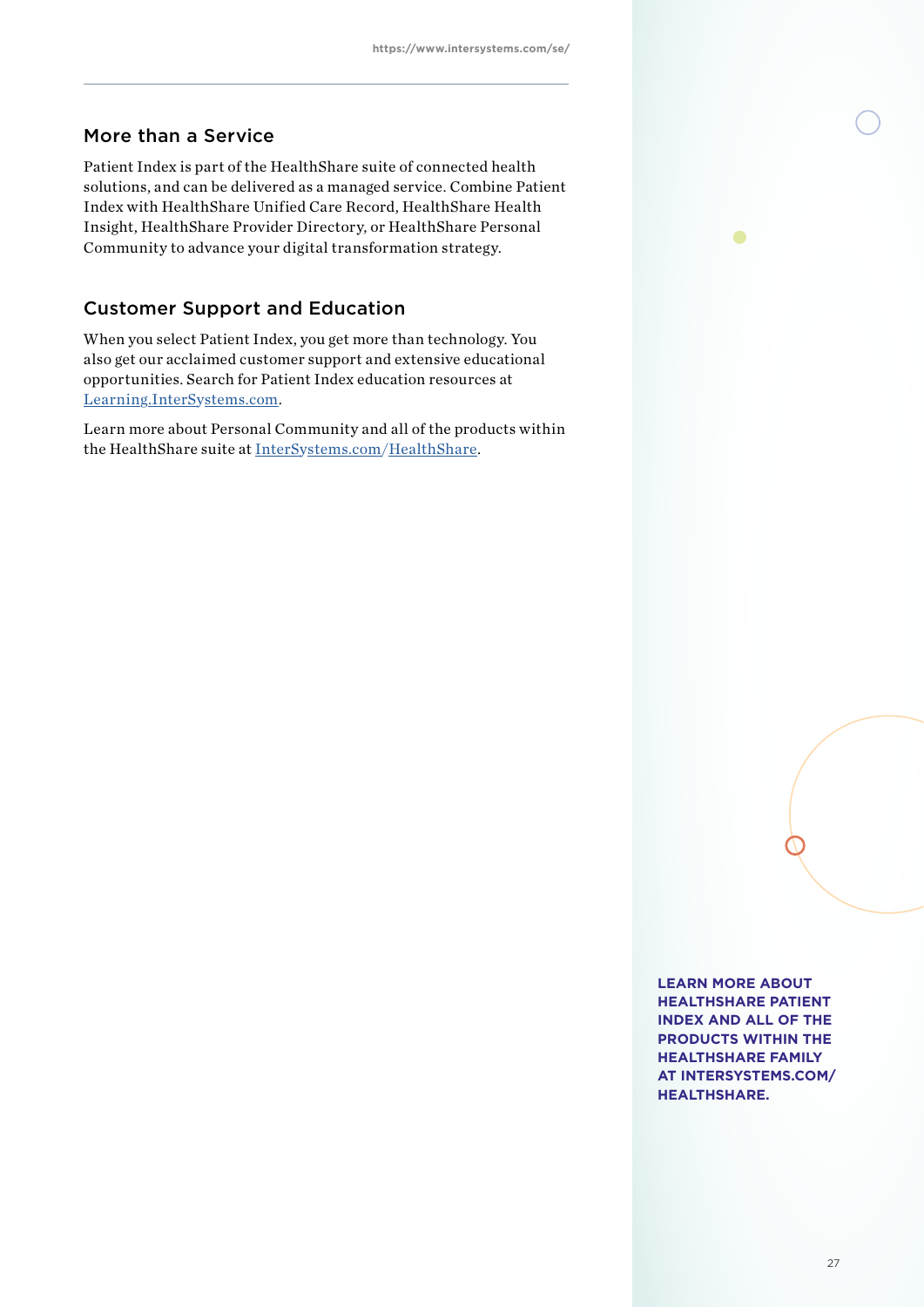## More than a Service

Patient Index is part of the HealthShare suite of connected health solutions, and can be delivered as a managed service. Combine Patient Index with HealthShare Unified Care Record, HealthShare Health Insight, HealthShare Provider Directory, or HealthShare Personal Community to advance your digital transformation strategy.

## Customer Support and Education

When you select Patient Index, you get more than technology. You also get our acclaimed customer support and extensive educational opportunities. Search for Patient Index education resources at Learning.InterSystems.com.

Learn more about Personal Community and all of the products within the HealthShare suite at InterSystems.com/HealthShare.

**LEARN MORE ABOUT HEALTHSHARE PATIENT INDEX AND ALL OF THE PRODUCTS WITHIN THE HEALTHSHARE FAMILY AT INTERSYSTEMS.COM/HEALTHSHARE.**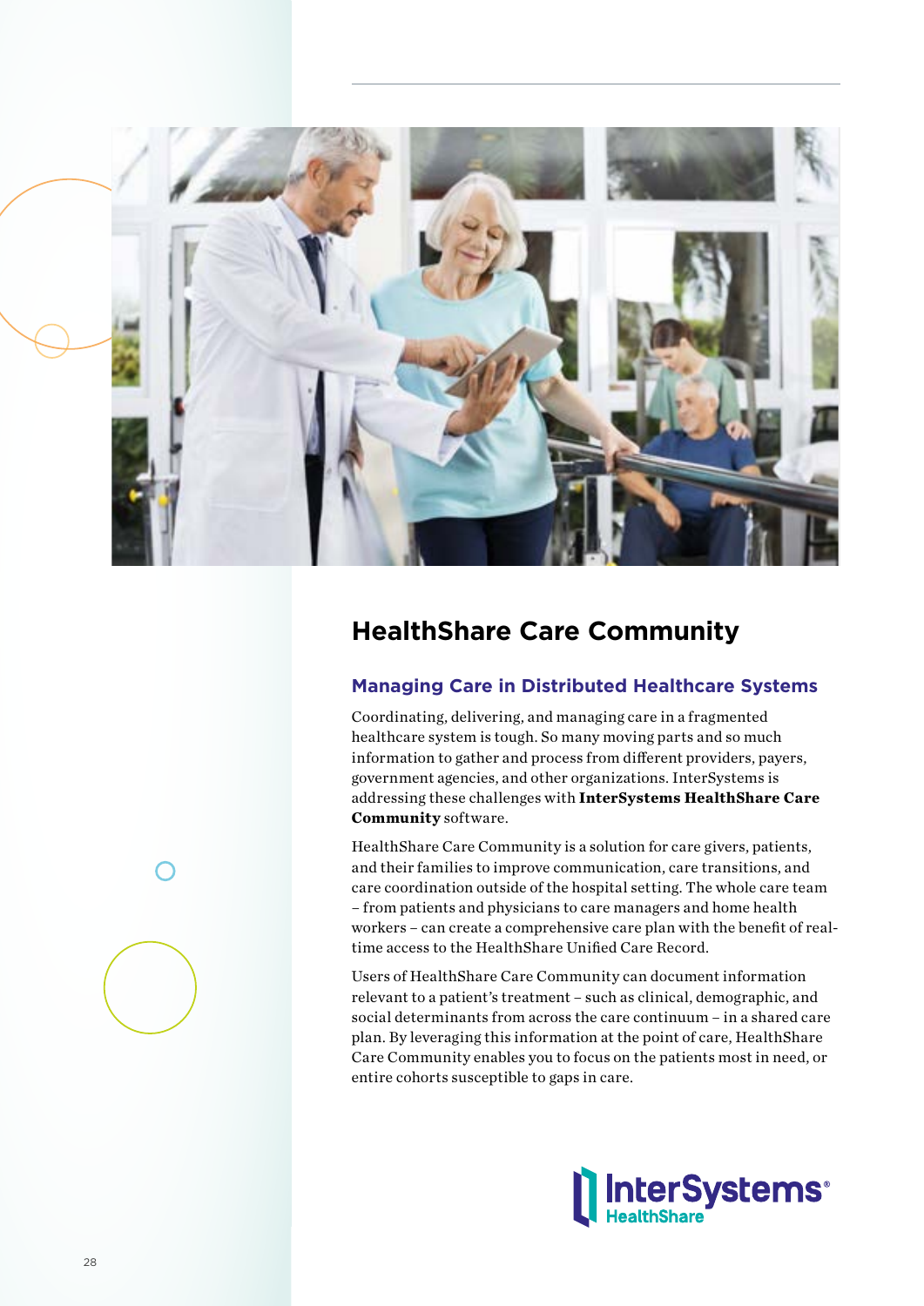## HealthShare Care Community

### Managing Care in Distributed Healthcare Systems

Coordinating, delivering, and managing care in a fragmented healthcare system is tough. So many moving parts and so much information to gather and process from different providers, payers, government agencies, and other organizations. InterSystems is addressing these challenges with **InterSystems HealthShare Care Community** software.

HealthShare Care Community is a solution for care givers, patients, and their families to improve communication, care transitions, and care coordination outside of the hospital setting. The whole care team – from patients and physicians to care managers and home health workers – can create a comprehensive care plan with the benefit of real-time access to the HealthShare Unified Care Record.

Users of HealthShare Care Community can document information relevant to a patient's treatment – such as clinical, demographic, and social determinants from across the care continuum – in a shared care plan. By leveraging this information at the point of care, HealthShare Care Community enables you to focus on the patients most in need, or entire cohorts susceptible to gaps in care.

InterSystems® HealthShare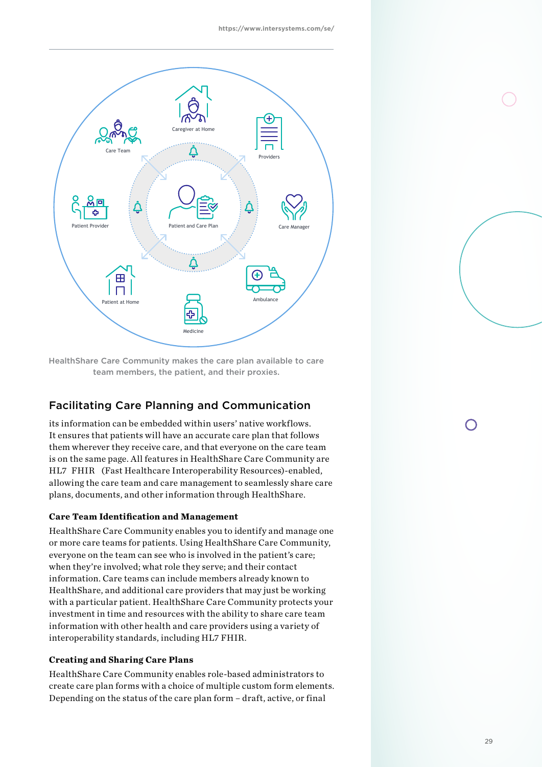HealthShare Care Community makes the care plan available to care team members, the patient, and their proxies.

## Facilitating Care Planning and Communication

its information can be embedded within users' native workflows. It ensures that patients will have an accurate care plan that follows them wherever they receive care, and that everyone on the care team is on the same page. All features in HealthShare Care Community are HL7 FHIR (Fast Healthcare Interoperability Resources)-enabled, allowing the care team and care management to seamlessly share care plans, documents, and other information through HealthShare.

### Care Team Identification and Management

HealthShare Care Community enables you to identify and manage one or more care teams for patients. Using HealthShare Care Community, everyone on the team can see who is involved in the patient's care; when they're involved; what role they serve; and their contact information. Care teams can include members already known to HealthShare, and additional care providers that may just be working with a particular patient. HealthShare Care Community protects your investment in time and resources with the ability to share care team information with other health and care providers using a variety of interoperability standards, including HL7 FHIR.

### Creating and Sharing Care Plans

HealthShare Care Community enables role-based administrators to create care plan forms with a choice of multiple custom form elements. Depending on the status of the care plan form – draft, active, or final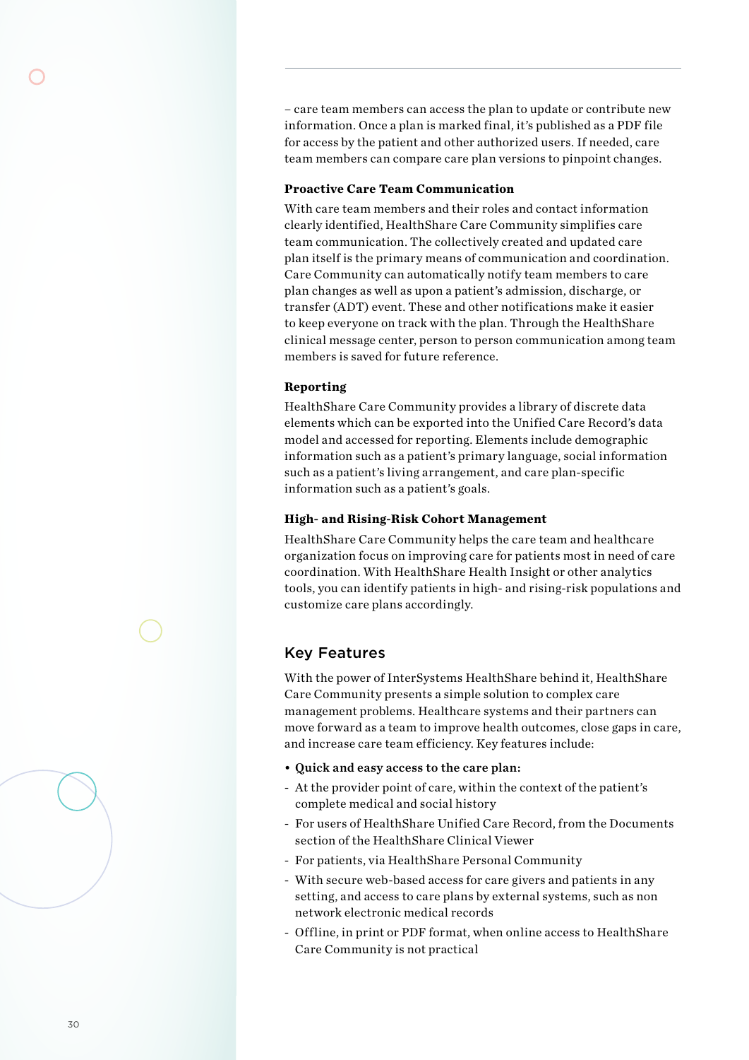– care team members can access the plan to update or contribute new information. Once a plan is marked final, it's published as a PDF file for access by the patient and other authorized users. If needed, care team members can compare care plan versions to pinpoint changes.

**Proactive Care Team Communication**

With care team members and their roles and contact information clearly identified, HealthShare Care Community simplifies care team communication. The collectively created and updated care plan itself is the primary means of communication and coordination. Care Community can automatically notify team members to care plan changes as well as upon a patient's admission, discharge, or transfer (ADT) event. These and other notifications make it easier to keep everyone on track with the plan. Through the HealthShare clinical message center, person to person communication among team members is saved for future reference.

**Reporting**

HealthShare Care Community provides a library of discrete data elements which can be exported into the Unified Care Record's data model and accessed for reporting. Elements include demographic information such as a patient's primary language, social information such as a patient's living arrangement, and care plan-specific information such as a patient's goals.

**High- and Rising-Risk Cohort Management**

HealthShare Care Community helps the care team and healthcare organization focus on improving care for patients most in need of care coordination. With HealthShare Health Insight or other analytics tools, you can identify patients in high- and rising-risk populations and customize care plans accordingly.

## Key Features

With the power of InterSystems HealthShare behind it, HealthShare Care Community presents a simple solution to complex care management problems. Healthcare systems and their partners can move forward as a team to improve health outcomes, close gaps in care, and increase care team efficiency. Key features include:

- **Quick and easy access to the care plan:**
  - At the provider point of care, within the context of the patient's complete medical and social history
  - For users of HealthShare Unified Care Record, from the Documents section of the HealthShare Clinical Viewer
  - For patients, via HealthShare Personal Community
  - With secure web-based access for care givers and patients in any setting, and access to care plans by external systems, such as non network electronic medical records
  - Offline, in print or PDF format, when online access to HealthShare Care Community is not practical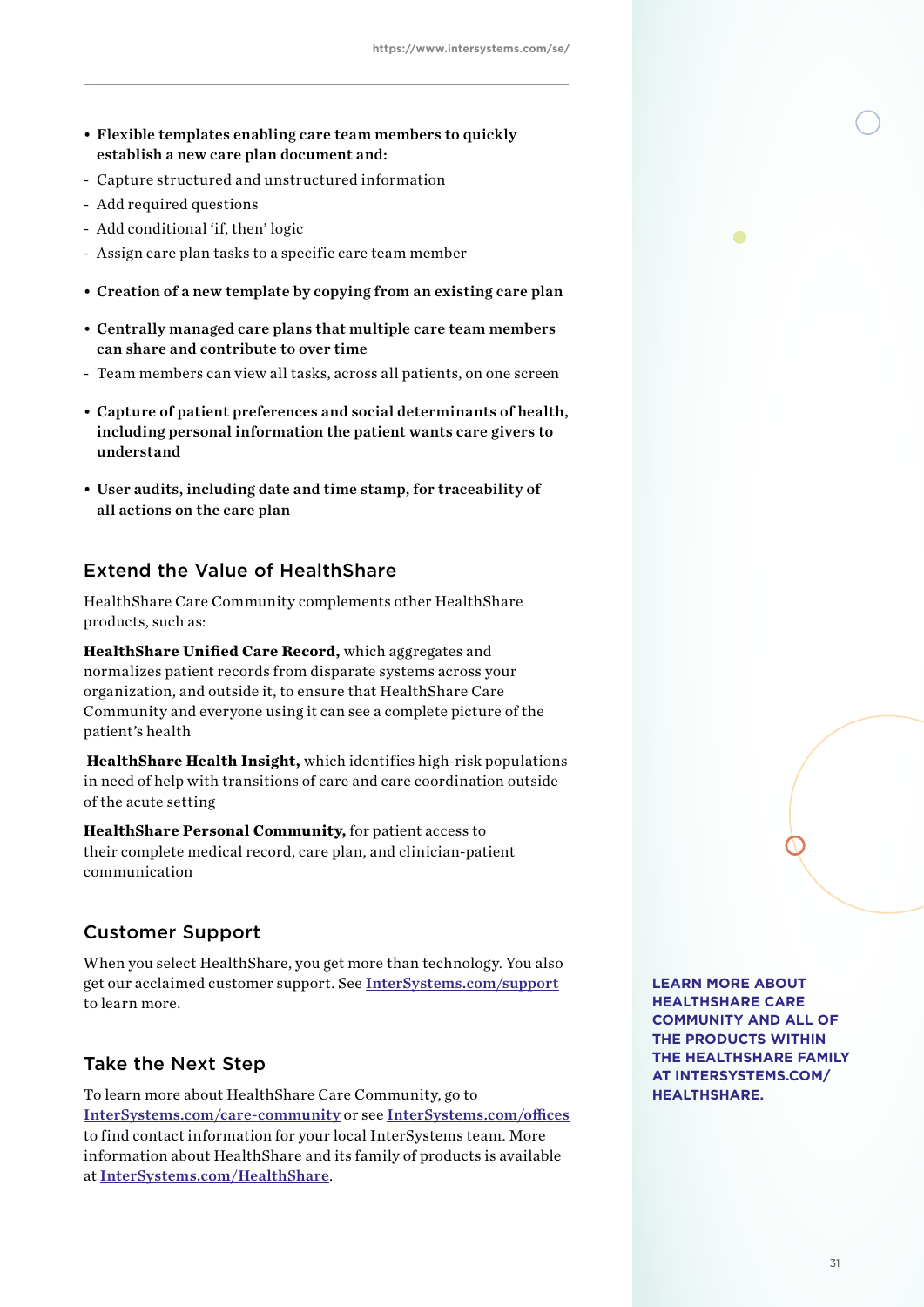- **Flexible templates enabling care team members to quickly establish a new care plan document and:**
  - Capture structured and unstructured information
  - Add required questions
  - Add conditional 'if, then' logic
  - Assign care plan tasks to a specific care team member

- **Creation of a new template by copying from an existing care plan**

- **Centrally managed care plans that multiple care team members can share and contribute to over time**
  - Team members can view all tasks, across all patients, on one screen

- **Capture of patient preferences and social determinants of health, including personal information the patient wants care givers to understand**

- **User audits, including date and time stamp, for traceability of all actions on the care plan**

## Extend the Value of HealthShare

HealthShare Care Community complements other HealthShare products, such as:

**HealthShare Unified Care Record,** which aggregates and normalizes patient records from disparate systems across your organization, and outside it, to ensure that HealthShare Care Community and everyone using it can see a complete picture of the patient's health

**HealthShare Health Insight,** which identifies high-risk populations in need of help with transitions of care and care coordination outside of the acute setting

**HealthShare Personal Community,** for patient access to their complete medical record, care plan, and clinician-patient communication

## Customer Support

When you select HealthShare, you get more than technology. You also get our acclaimed customer support. See [InterSystems.com/support](InterSystems.com/support) to learn more.

## Take the Next Step

To learn more about HealthShare Care Community, go to [InterSystems.com/care-community](InterSystems.com/care-community) or see [InterSystems.com/offices](InterSystems.com/offices) to find contact information for your local InterSystems team. More information about HealthShare and its family of products is available at [InterSystems.com/HealthShare](InterSystems.com/HealthShare).

**LEARN MORE ABOUT HEALTHSHARE CARE COMMUNITY AND ALL OF THE PRODUCTS WITHIN THE HEALTHSHARE FAMILY AT INTERSYSTEMS.COM/ HEALTHSHARE.**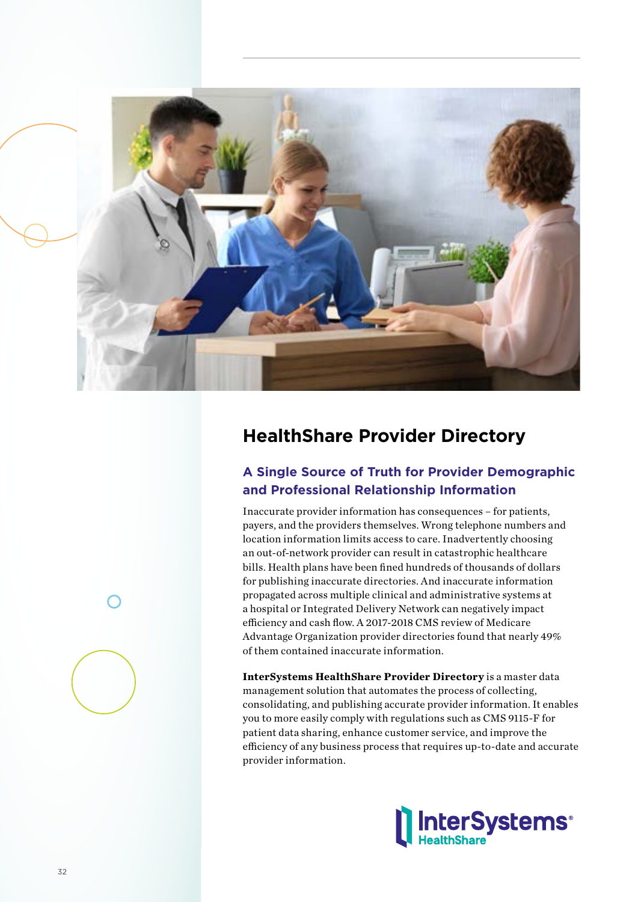## HealthShare Provider Directory

### A Single Source of Truth for Provider Demographic and Professional Relationship Information

Inaccurate provider information has consequences – for patients, payers, and the providers themselves. Wrong telephone numbers and location information limits access to care. Inadvertently choosing an out-of-network provider can result in catastrophic healthcare bills. Health plans have been fined hundreds of thousands of dollars for publishing inaccurate directories. And inaccurate information propagated across multiple clinical and administrative systems at a hospital or Integrated Delivery Network can negatively impact efficiency and cash flow. A 2017-2018 CMS review of Medicare Advantage Organization provider directories found that nearly 49% of them contained inaccurate information.

**InterSystems HealthShare Provider Directory** is a master data management solution that automates the process of collecting, consolidating, and publishing accurate provider information. It enables you to more easily comply with regulations such as CMS 9115-F for patient data sharing, enhance customer service, and improve the efficiency of any business process that requires up-to-date and accurate provider information.

InterSystems HealthShare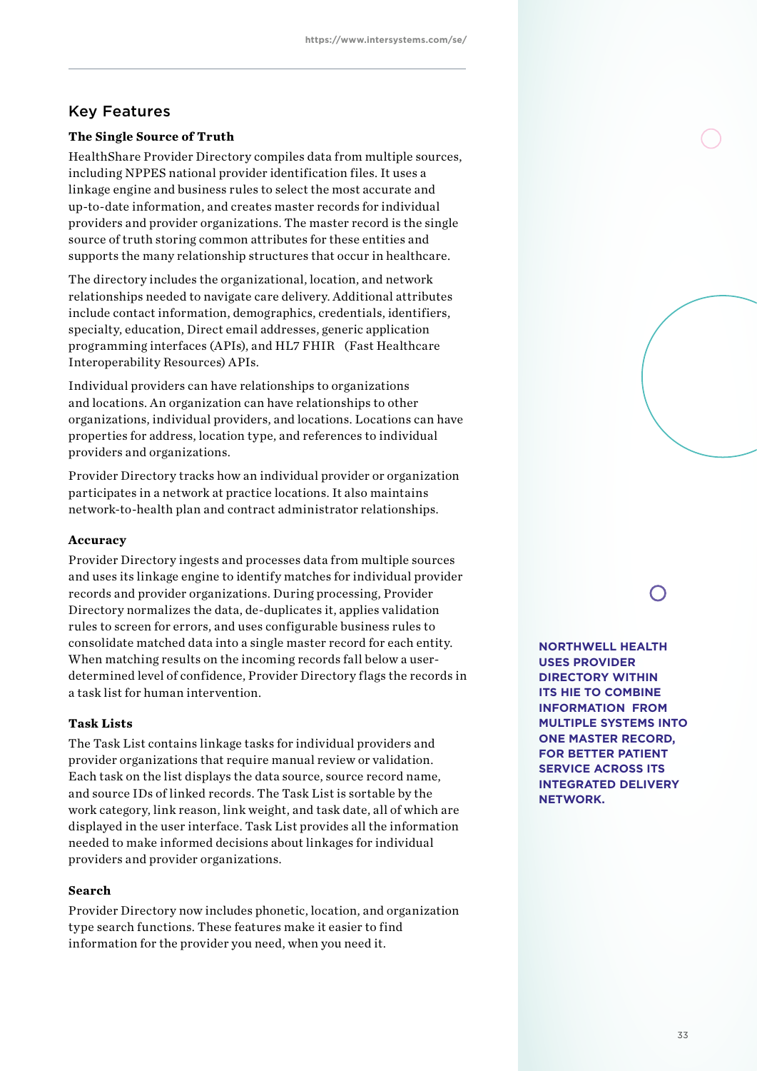## Key Features

### The Single Source of Truth

HealthShare Provider Directory compiles data from multiple sources, including NPPES national provider identification files. It uses a linkage engine and business rules to select the most accurate and up-to-date information, and creates master records for individual providers and provider organizations. The master record is the single source of truth storing common attributes for these entities and supports the many relationship structures that occur in healthcare.

The directory includes the organizational, location, and network relationships needed to navigate care delivery. Additional attributes include contact information, demographics, credentials, identifiers, specialty, education, Direct email addresses, generic application programming interfaces (APIs), and HL7 FHIR (Fast Healthcare Interoperability Resources) APIs.

Individual providers can have relationships to organizations and locations. An organization can have relationships to other organizations, individual providers, and locations. Locations can have properties for address, location type, and references to individual providers and organizations.

Provider Directory tracks how an individual provider or organization participates in a network at practice locations. It also maintains network-to-health plan and contract administrator relationships.

### Accuracy

Provider Directory ingests and processes data from multiple sources and uses its linkage engine to identify matches for individual provider records and provider organizations. During processing, Provider Directory normalizes the data, de-duplicates it, applies validation rules to screen for errors, and uses configurable business rules to consolidate matched data into a single master record for each entity. When matching results on the incoming records fall below a user-determined level of confidence, Provider Directory flags the records in a task list for human intervention.

### Task Lists

The Task List contains linkage tasks for individual providers and provider organizations that require manual review or validation. Each task on the list displays the data source, source record name, and source IDs of linked records. The Task List is sortable by the work category, link reason, link weight, and task date, all of which are displayed in the user interface. Task List provides all the information needed to make informed decisions about linkages for individual providers and provider organizations.

### Search

Provider Directory now includes phonetic, location, and organization type search functions. These features make it easier to find information for the provider you need, when you need it.

**NORTHWELL HEALTH USES PROVIDER DIRECTORY WITHIN ITS HIE TO COMBINE INFORMATION FROM MULTIPLE SYSTEMS INTO ONE MASTER RECORD, FOR BETTER PATIENT SERVICE ACROSS ITS INTEGRATED DELIVERY NETWORK.**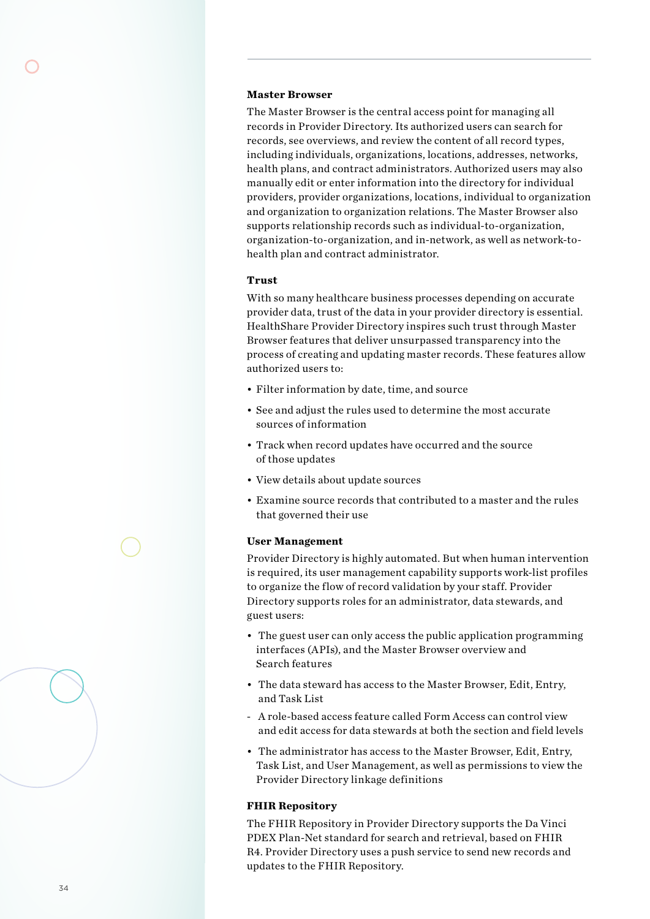### Master Browser

The Master Browser is the central access point for managing all records in Provider Directory. Its authorized users can search for records, see overviews, and review the content of all record types, including individuals, organizations, locations, addresses, networks, health plans, and contract administrators. Authorized users may also manually edit or enter information into the directory for individual providers, provider organizations, locations, individual to organization and organization to organization relations. The Master Browser also supports relationship records such as individual-to-organization, organization-to-organization, and in-network, as well as network-to-health plan and contract administrator.

### Trust

With so many healthcare business processes depending on accurate provider data, trust of the data in your provider directory is essential. HealthShare Provider Directory inspires such trust through Master Browser features that deliver unsurpassed transparency into the process of creating and updating master records. These features allow authorized users to:

- Filter information by date, time, and source
- See and adjust the rules used to determine the most accurate sources of information
- Track when record updates have occurred and the source of those updates
- View details about update sources
- Examine source records that contributed to a master and the rules that governed their use

### User Management

Provider Directory is highly automated. But when human intervention is required, its user management capability supports work-list profiles to organize the flow of record validation by your staff. Provider Directory supports roles for an administrator, data stewards, and guest users:

- The guest user can only access the public application programming interfaces (APIs), and the Master Browser overview and Search features
- The data steward has access to the Master Browser, Edit, Entry, and Task List
  - A role-based access feature called Form Access can control view and edit access for data stewards at both the section and field levels
- The administrator has access to the Master Browser, Edit, Entry, Task List, and User Management, as well as permissions to view the Provider Directory linkage definitions

### FHIR Repository

The FHIR Repository in Provider Directory supports the Da Vinci PDEX Plan-Net standard for search and retrieval, based on FHIR R4. Provider Directory uses a push service to send new records and updates to the FHIR Repository.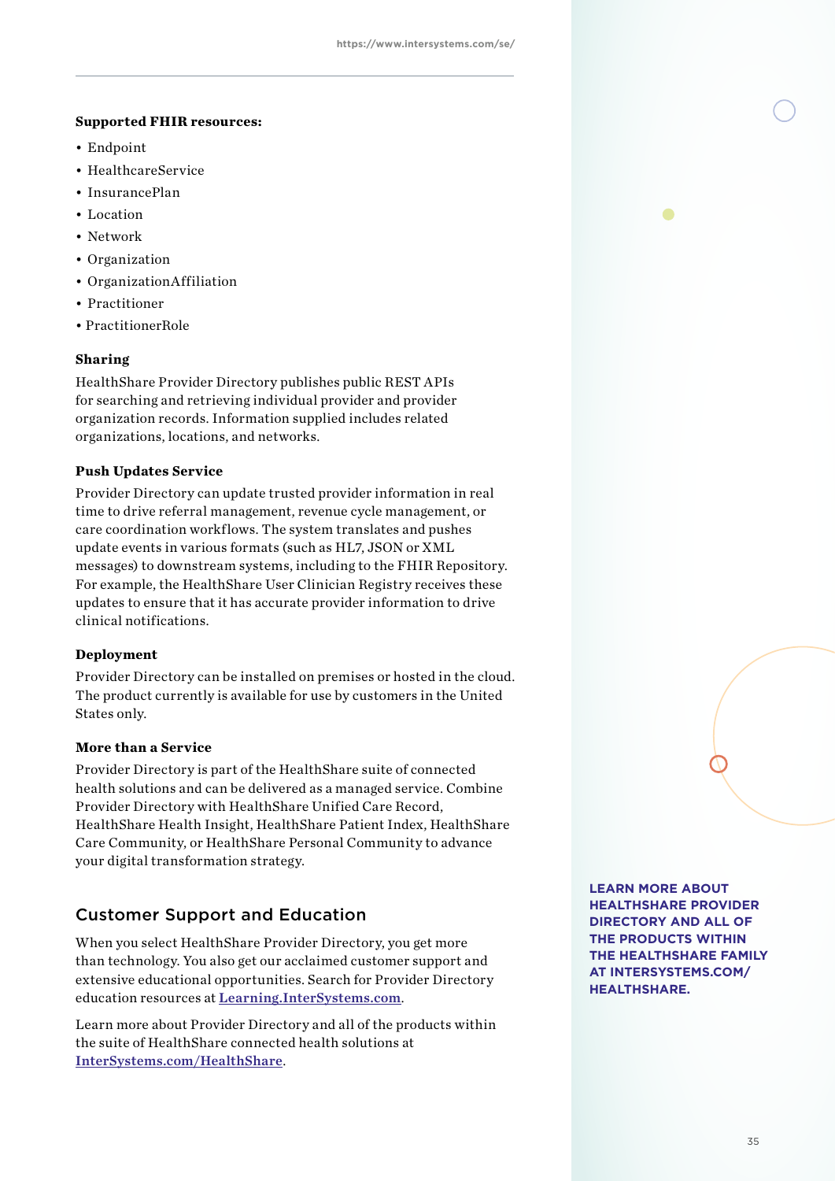**Supported FHIR resources:**

- Endpoint
- HealthcareService
- InsurancePlan
- Location
- Network
- Organization
- OrganizationAffiliation
- Practitioner
- PractitionerRole

### Sharing

HealthShare Provider Directory publishes public REST APIs for searching and retrieving individual provider and provider organization records. Information supplied includes related organizations, locations, and networks.

### Push Updates Service

Provider Directory can update trusted provider information in real time to drive referral management, revenue cycle management, or care coordination workflows. The system translates and pushes update events in various formats (such as HL7, JSON or XML messages) to downstream systems, including to the FHIR Repository. For example, the HealthShare User Clinician Registry receives these updates to ensure that it has accurate provider information to drive clinical notifications.

### Deployment

Provider Directory can be installed on premises or hosted in the cloud. The product currently is available for use by customers in the United States only.

### More than a Service

Provider Directory is part of the HealthShare suite of connected health solutions and can be delivered as a managed service. Combine Provider Directory with HealthShare Unified Care Record, HealthShare Health Insight, HealthShare Patient Index, HealthShare Care Community, or HealthShare Personal Community to advance your digital transformation strategy.

## Customer Support and Education

When you select HealthShare Provider Directory, you get more than technology. You also get our acclaimed customer support and extensive educational opportunities. Search for Provider Directory education resources at Learning.InterSystems.com.

Learn more about Provider Directory and all of the products within the suite of HealthShare connected health solutions at InterSystems.com/HealthShare.

**LEARN MORE ABOUT HEALTHSHARE PROVIDER DIRECTORY AND ALL OF THE PRODUCTS WITHIN THE HEALTHSHARE FAMILY AT INTERSYSTEMS.COM/ HEALTHSHARE.**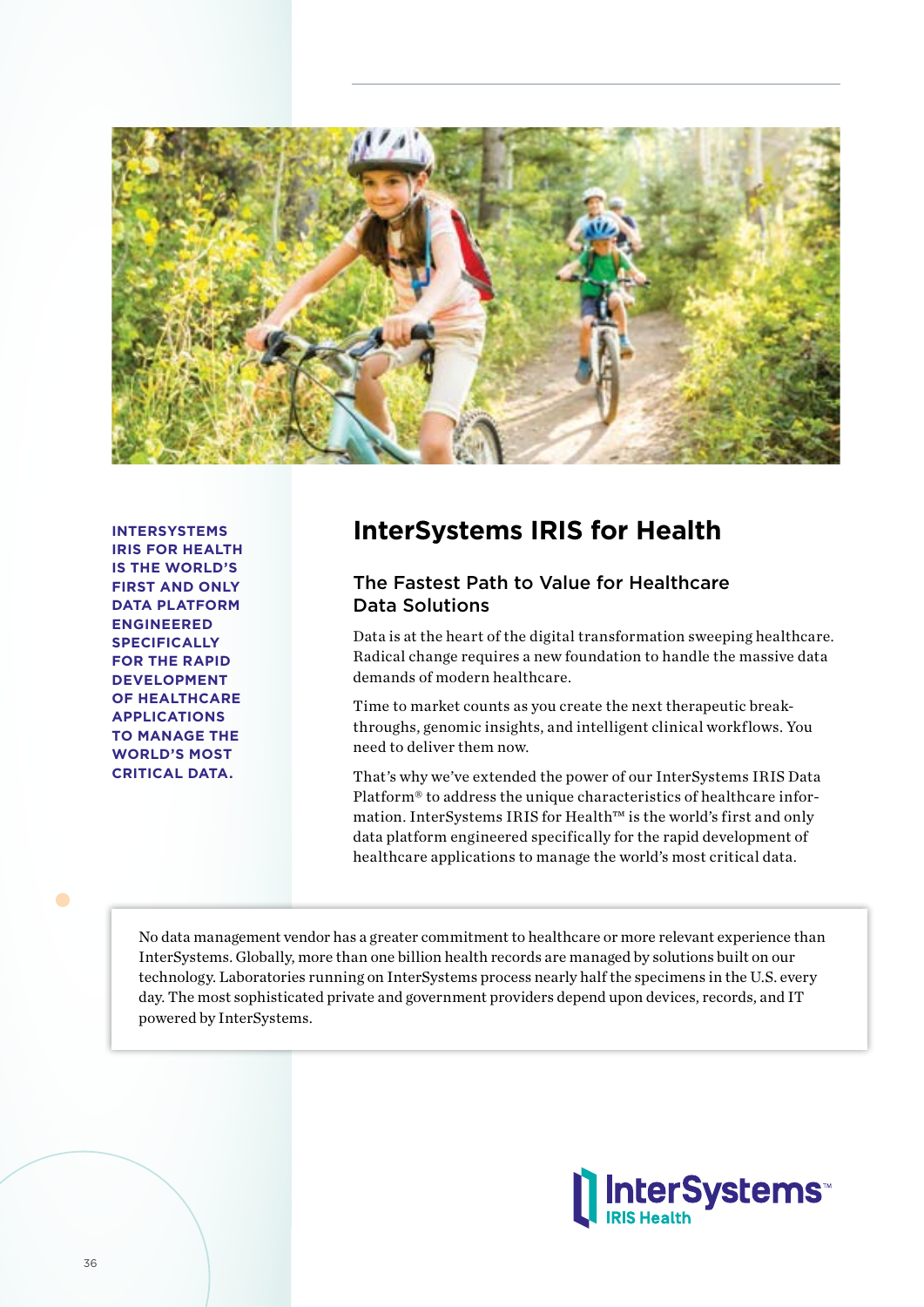**INTERSYSTEMS IRIS FOR HEALTH IS THE WORLD'S FIRST AND ONLY DATA PLATFORM ENGINEERED SPECIFICALLY FOR THE RAPID DEVELOPMENT OF HEALTHCARE APPLICATIONS TO MANAGE THE WORLD'S MOST CRITICAL DATA.**

# InterSystems IRIS for Health

## The Fastest Path to Value for Healthcare Data Solutions

Data is at the heart of the digital transformation sweeping healthcare. Radical change requires a new foundation to handle the massive data demands of modern healthcare.

Time to market counts as you create the next therapeutic breakthroughs, genomic insights, and intelligent clinical workflows. You need to deliver them now.

That's why we've extended the power of our InterSystems IRIS Data Platform® to address the unique characteristics of healthcare information. InterSystems IRIS for Health™ is the world's first and only data platform engineered specifically for the rapid development of healthcare applications to manage the world's most critical data.

No data management vendor has a greater commitment to healthcare or more relevant experience than InterSystems. Globally, more than one billion health records are managed by solutions built on our technology. Laboratories running on InterSystems process nearly half the specimens in the U.S. every day. The most sophisticated private and government providers depend upon devices, records, and IT powered by InterSystems.

InterSystems™ IRIS Health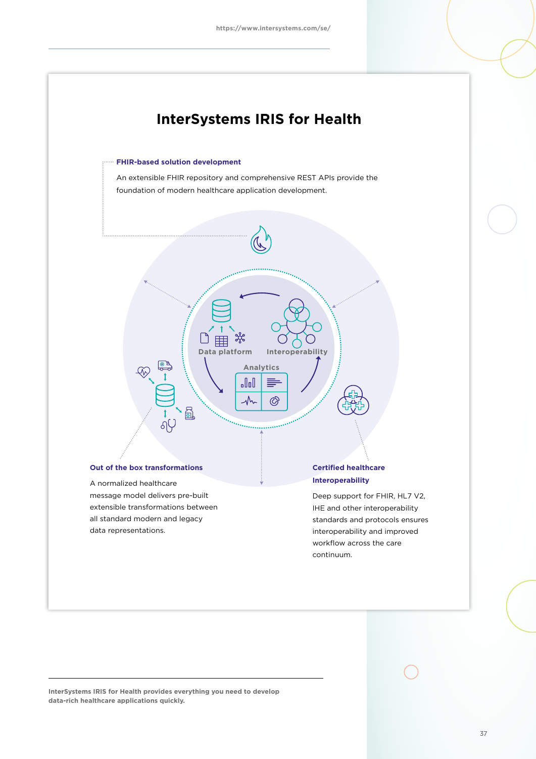# InterSystems IRIS for Health

**FHIR-based solution development**

An extensible FHIR repository and comprehensive REST APIs provide the foundation of modern healthcare application development.

Data platform

Interoperability

Analytics

**Out of the box transformations**

A normalized healthcare message model delivers pre-built extensible transformations between all standard modern and legacy data representations.

**Certified healthcare Interoperability**

Deep support for FHIR, HL7 V2, IHE and other interoperability standards and protocols ensures interoperability and improved workflow across the care continuum.

**InterSystems IRIS for Health provides everything you need to develop data-rich healthcare applications quickly.**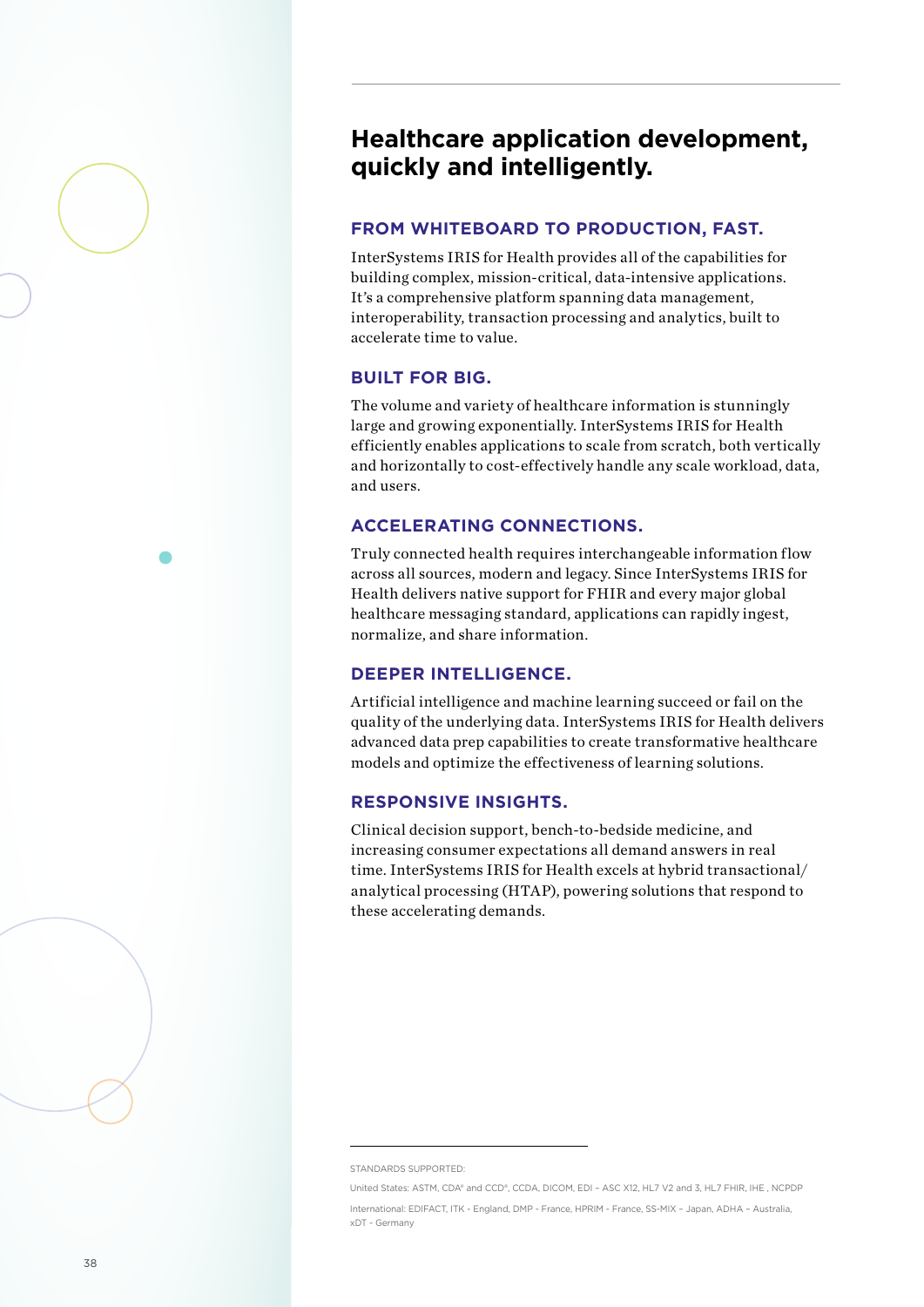# Healthcare application development, quickly and intelligently.

## FROM WHITEBOARD TO PRODUCTION, FAST.

InterSystems IRIS for Health provides all of the capabilities for building complex, mission-critical, data-intensive applications. It's a comprehensive platform spanning data management, interoperability, transaction processing and analytics, built to accelerate time to value.

## BUILT FOR BIG.

The volume and variety of healthcare information is stunningly large and growing exponentially. InterSystems IRIS for Health efficiently enables applications to scale from scratch, both vertically and horizontally to cost-effectively handle any scale workload, data, and users.

## ACCELERATING CONNECTIONS.

Truly connected health requires interchangeable information flow across all sources, modern and legacy. Since InterSystems IRIS for Health delivers native support for FHIR and every major global healthcare messaging standard, applications can rapidly ingest, normalize, and share information.

## DEEPER INTELLIGENCE.

Artificial intelligence and machine learning succeed or fail on the quality of the underlying data. InterSystems IRIS for Health delivers advanced data prep capabilities to create transformative healthcare models and optimize the effectiveness of learning solutions.

## RESPONSIVE INSIGHTS.

Clinical decision support, bench-to-bedside medicine, and increasing consumer expectations all demand answers in real time. InterSystems IRIS for Health excels at hybrid transactional/analytical processing (HTAP), powering solutions that respond to these accelerating demands.

---

STANDARDS SUPPORTED:

United States: ASTM, CDA® and CCD®, CCDA, DICOM, EDI – ASC X12, HL7 V2 and 3, HL7 FHIR, IHE , NCPDP

International: EDIFACT, ITK - England, DMP - France, HPRIM - France, SS-MIX – Japan, ADHA – Australia, xDT - Germany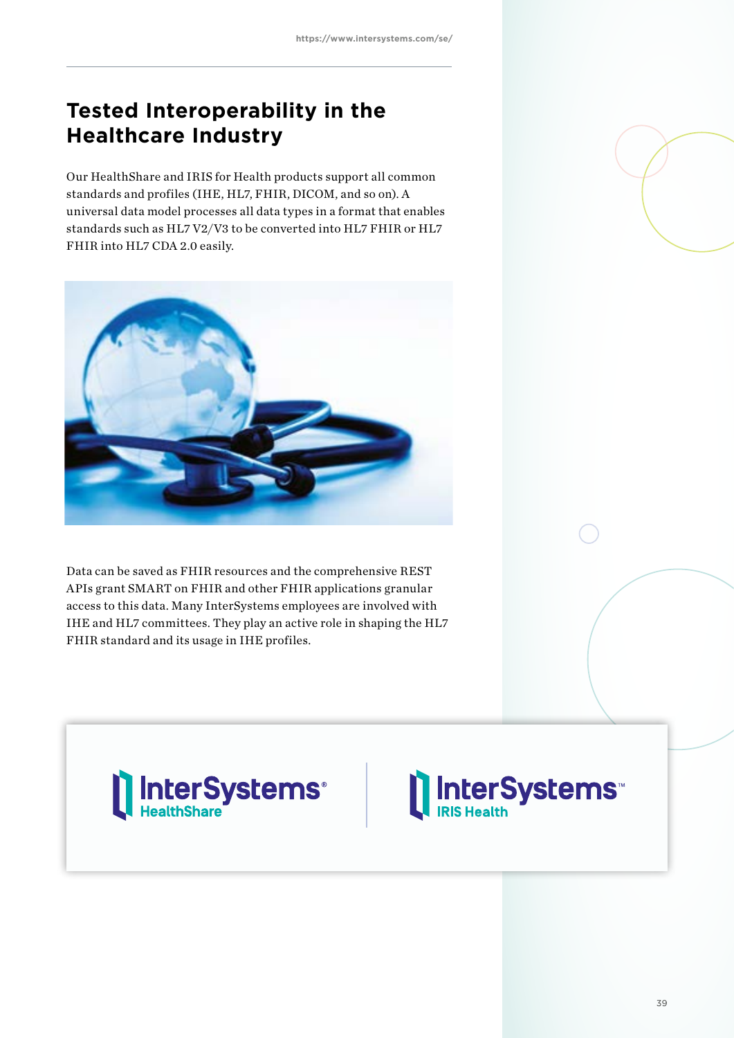## Tested Interoperability in the Healthcare Industry

Our HealthShare and IRIS for Health products support all common standards and profiles (IHE, HL7, FHIR, DICOM, and so on). A universal data model processes all data types in a format that enables standards such as HL7 V2/V3 to be converted into HL7 FHIR or HL7 FHIR into HL7 CDA 2.0 easily.

Data can be saved as FHIR resources and the comprehensive REST APIs grant SMART on FHIR and other FHIR applications granular access to this data. Many InterSystems employees are involved with IHE and HL7 committees. They play an active role in shaping the HL7 FHIR standard and its usage in IHE profiles.

InterSystems® HealthShare

InterSystems™ IRIS Health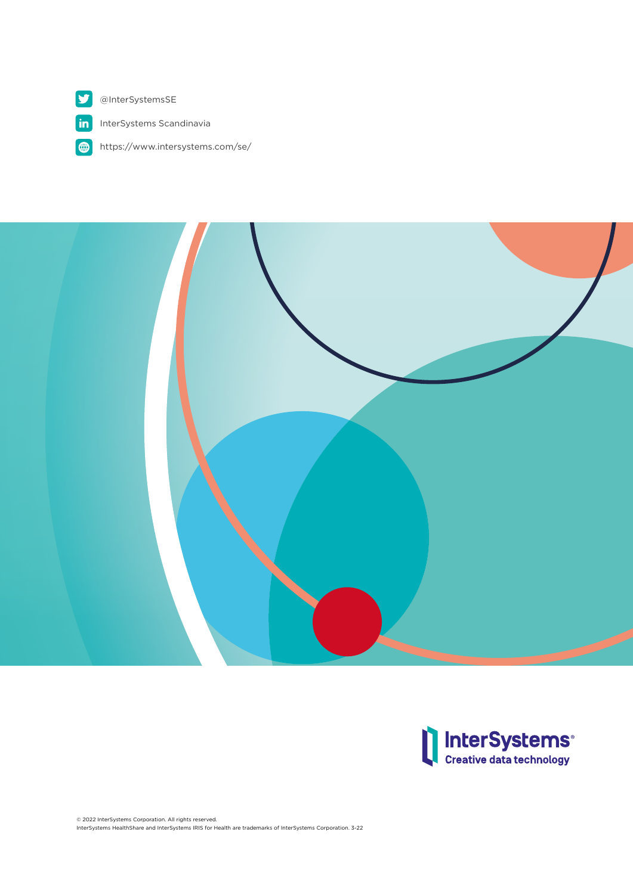@InterSystemsSE

InterSystems Scandinavia

https://www.intersystems.com/se/

InterSystems
Creative data technology

© 2022 InterSystems Corporation. All rights reserved.
InterSystems HealthShare and InterSystems IRIS for Health are trademarks of InterSystems Corporation. 3-22